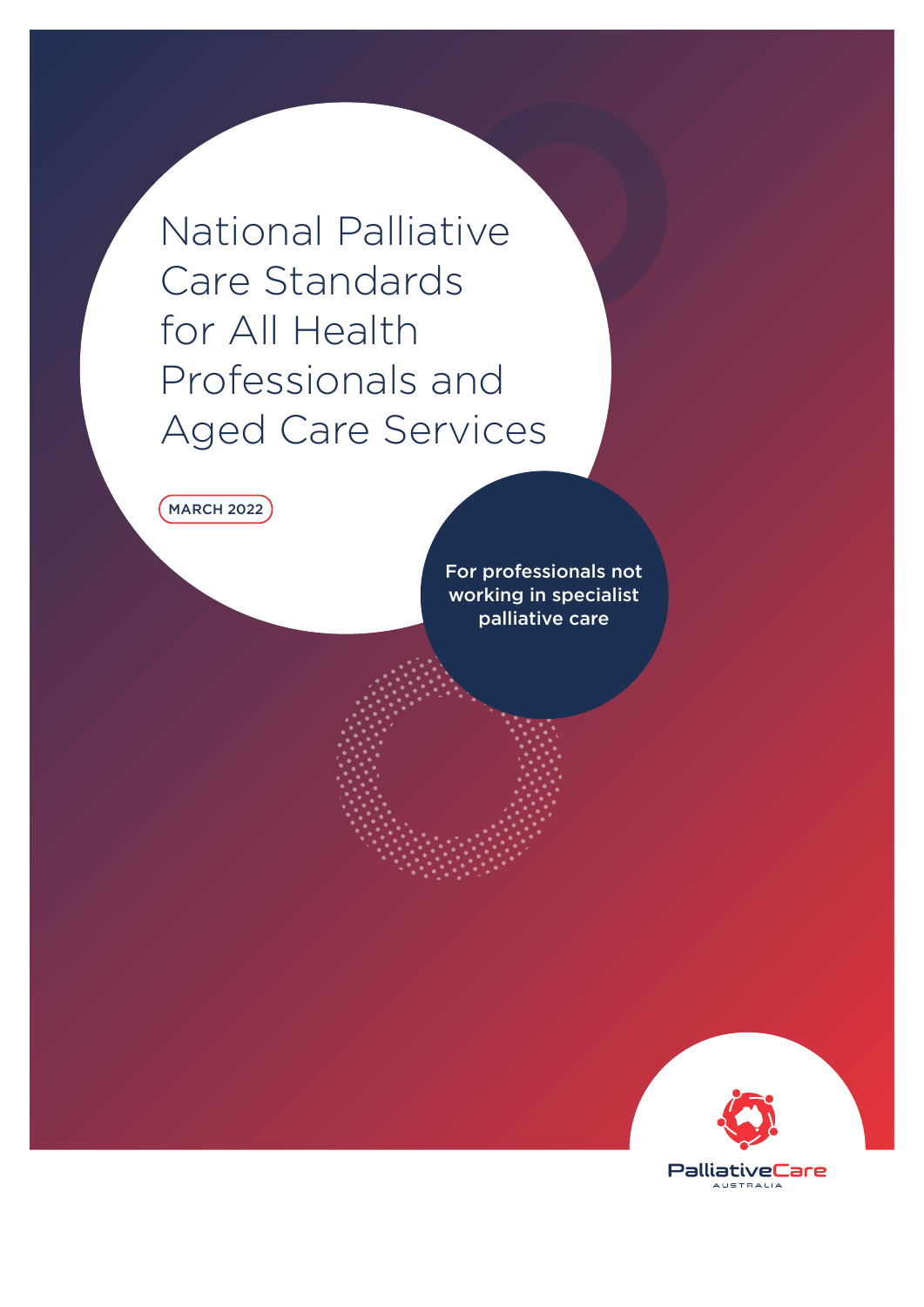# National Palliative Care Standards for All Health Professionals and Aged Care Services

MARCH 2022

For professionals not working in specialist palliative care

PalliativeCare AUSTRALIA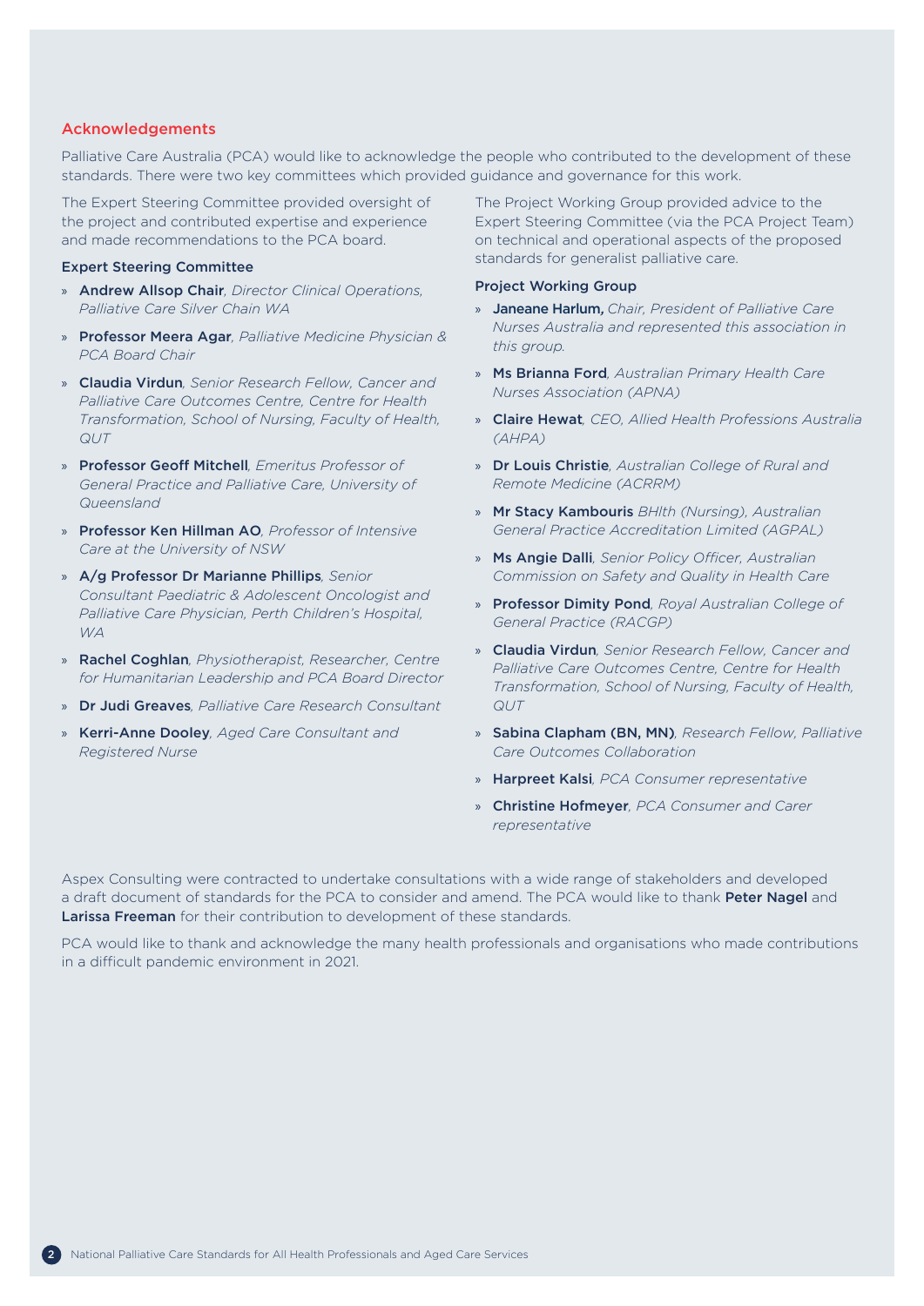## Acknowledgements

Palliative Care Australia (PCA) would like to acknowledge the people who contributed to the development of these standards. There were two key committees which provided guidance and governance for this work.

The Expert Steering Committee provided oversight of the project and contributed expertise and experience and made recommendations to the PCA board.

### Expert Steering Committee

- **Andrew Allsop Chair**, *Director Clinical Operations, Palliative Care Silver Chain WA*
- **Professor Meera Agar**, *Palliative Medicine Physician & PCA Board Chair*
- **Claudia Virdun**, *Senior Research Fellow, Cancer and Palliative Care Outcomes Centre, Centre for Health Transformation, School of Nursing, Faculty of Health, QUT*
- **Professor Geoff Mitchell**, *Emeritus Professor of General Practice and Palliative Care, University of Queensland*
- **Professor Ken Hillman AO**, *Professor of Intensive Care at the University of NSW*
- **A/g Professor Dr Marianne Phillips**, *Senior Consultant Paediatric & Adolescent Oncologist and Palliative Care Physician, Perth Children's Hospital, WA*
- **Rachel Coghlan**, *Physiotherapist, Researcher, Centre for Humanitarian Leadership and PCA Board Director*
- **Dr Judi Greaves**, *Palliative Care Research Consultant*
- **Kerri-Anne Dooley**, *Aged Care Consultant and Registered Nurse*

The Project Working Group provided advice to the Expert Steering Committee (via the PCA Project Team) on technical and operational aspects of the proposed standards for generalist palliative care.

### Project Working Group

- **Janeane Harlum,** *Chair, President of Palliative Care Nurses Australia and represented this association in this group.*
- **Ms Brianna Ford**, *Australian Primary Health Care Nurses Association (APNA)*
- **Claire Hewat**, *CEO, Allied Health Professions Australia (AHPA)*
- **Dr Louis Christie**, *Australian College of Rural and Remote Medicine (ACRRM)*
- **Mr Stacy Kambouris** *BHlth (Nursing), Australian General Practice Accreditation Limited (AGPAL)*
- **Ms Angie Dalli**, *Senior Policy Officer, Australian Commission on Safety and Quality in Health Care*
- **Professor Dimity Pond**, *Royal Australian College of General Practice (RACGP)*
- **Claudia Virdun**, *Senior Research Fellow, Cancer and Palliative Care Outcomes Centre, Centre for Health Transformation, School of Nursing, Faculty of Health, QUT*
- **Sabina Clapham (BN, MN)**, *Research Fellow, Palliative Care Outcomes Collaboration*
- **Harpreet Kalsi**, *PCA Consumer representative*
- **Christine Hofmeyer**, *PCA Consumer and Carer representative*

Aspex Consulting were contracted to undertake consultations with a wide range of stakeholders and developed a draft document of standards for the PCA to consider and amend. The PCA would like to thank **Peter Nagel** and **Larissa Freeman** for their contribution to development of these standards.

PCA would like to thank and acknowledge the many health professionals and organisations who made contributions in a difficult pandemic environment in 2021.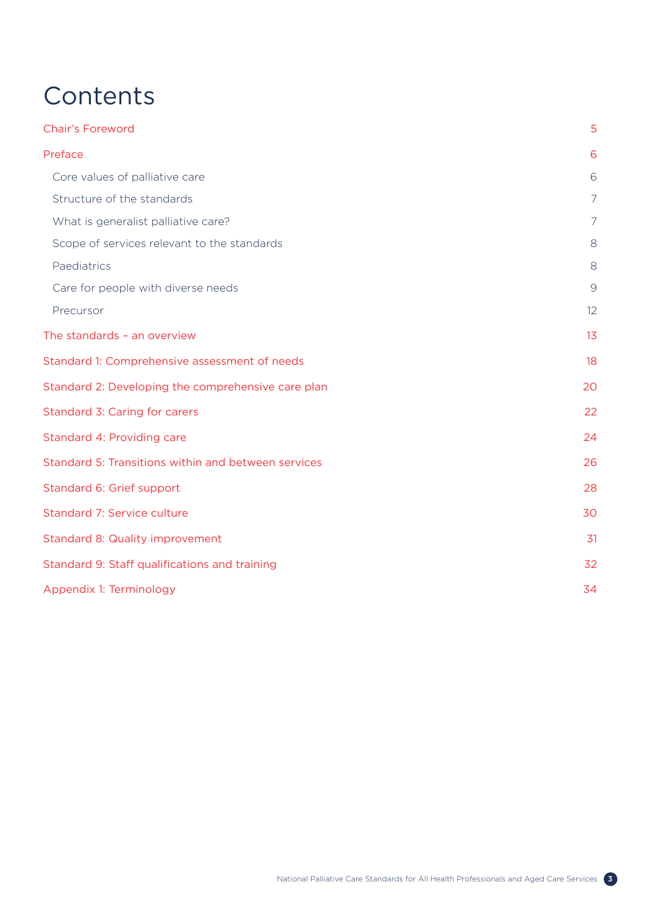# Contents

Chair's Foreword 5

Preface 6

- Core values of palliative care 6
- Structure of the standards 7
- What is generalist palliative care? 7
- Scope of services relevant to the standards 8
- Paediatrics 8
- Care for people with diverse needs 9
- Precursor 12

The standards – an overview 13

Standard 1: Comprehensive assessment of needs 18

Standard 2: Developing the comprehensive care plan 20

Standard 3: Caring for carers 22

Standard 4: Providing care 24

Standard 5: Transitions within and between services 26

Standard 6: Grief support 28

Standard 7: Service culture 30

Standard 8: Quality improvement 31

Standard 9: Staff qualifications and training 32

Appendix 1: Terminology 34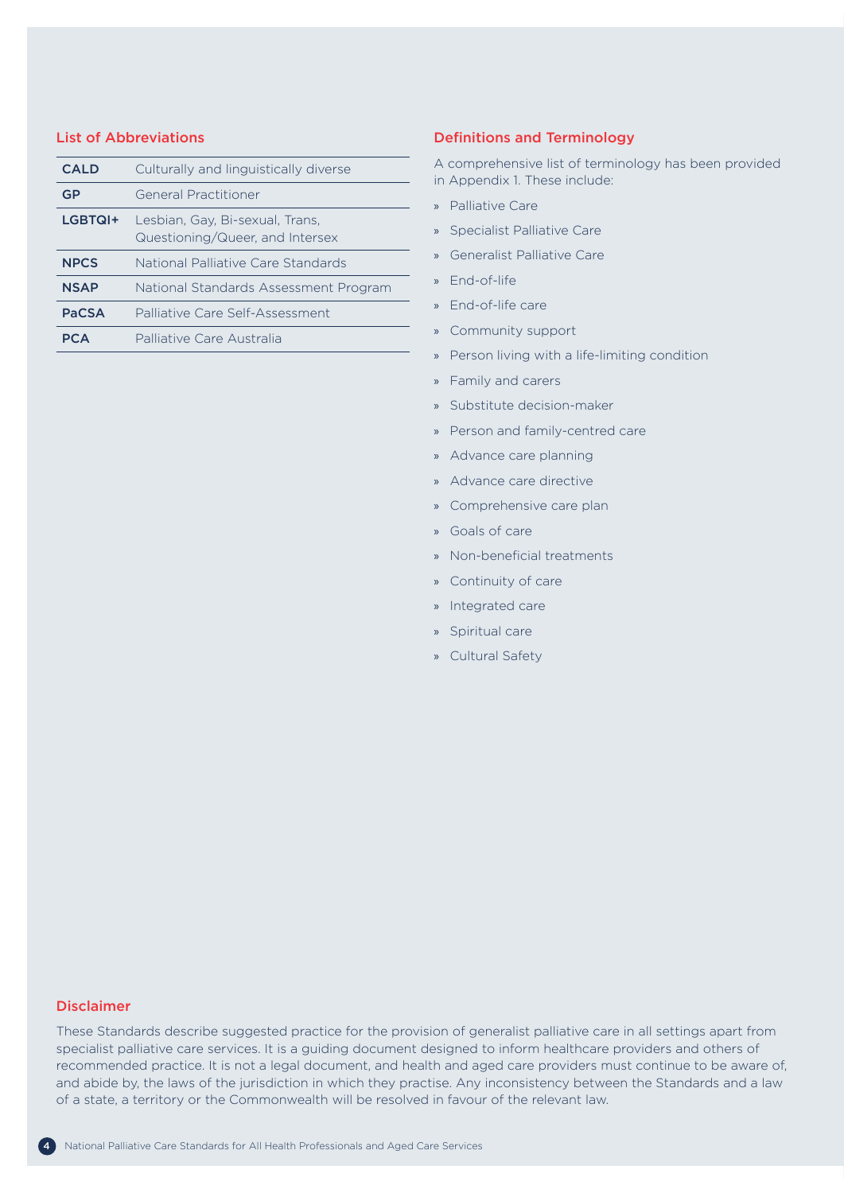## List of Abbreviations

| | |
|---|---|
| **CALD** | Culturally and linguistically diverse |
| **GP** | General Practitioner |
| **LGBTQI+** | Lesbian, Gay, Bi-sexual, Trans, Questioning/Queer, and Intersex |
| **NPCS** | National Palliative Care Standards |
| **NSAP** | National Standards Assessment Program |
| **PaCSA** | Palliative Care Self-Assessment |
| **PCA** | Palliative Care Australia |

## Definitions and Terminology

A comprehensive list of terminology has been provided in Appendix 1. These include:

- Palliative Care
- Specialist Palliative Care
- Generalist Palliative Care
- End-of-life
- End-of-life care
- Community support
- Person living with a life-limiting condition
- Family and carers
- Substitute decision-maker
- Person and family-centred care
- Advance care planning
- Advance care directive
- Comprehensive care plan
- Goals of care
- Non-beneficial treatments
- Continuity of care
- Integrated care
- Spiritual care
- Cultural Safety

## Disclaimer

These Standards describe suggested practice for the provision of generalist palliative care in all settings apart from specialist palliative care services. It is a guiding document designed to inform healthcare providers and others of recommended practice. It is not a legal document, and health and aged care providers must continue to be aware of, and abide by, the laws of the jurisdiction in which they practise. Any inconsistency between the Standards and a law of a state, a territory or the Commonwealth will be resolved in favour of the relevant law.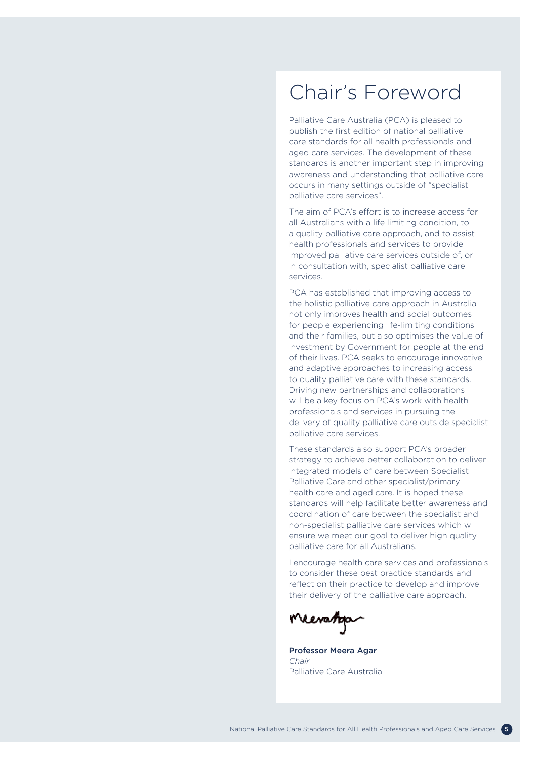# Chair's Foreword

Palliative Care Australia (PCA) is pleased to publish the first edition of national palliative care standards for all health professionals and aged care services. The development of these standards is another important step in improving awareness and understanding that palliative care occurs in many settings outside of "specialist palliative care services".

The aim of PCA's effort is to increase access for all Australians with a life limiting condition, to a quality palliative care approach, and to assist health professionals and services to provide improved palliative care services outside of, or in consultation with, specialist palliative care services.

PCA has established that improving access to the holistic palliative care approach in Australia not only improves health and social outcomes for people experiencing life-limiting conditions and their families, but also optimises the value of investment by Government for people at the end of their lives. PCA seeks to encourage innovative and adaptive approaches to increasing access to quality palliative care with these standards. Driving new partnerships and collaborations will be a key focus on PCA's work with health professionals and services in pursuing the delivery of quality palliative care outside specialist palliative care services.

These standards also support PCA's broader strategy to achieve better collaboration to deliver integrated models of care between Specialist Palliative Care and other specialist/primary health care and aged care. It is hoped these standards will help facilitate better awareness and coordination of care between the specialist and non-specialist palliative care services which will ensure we meet our goal to deliver high quality palliative care for all Australians.

I encourage health care services and professionals to consider these best practice standards and reflect on their practice to develop and improve their delivery of the palliative care approach.

**Professor Meera Agar**
*Chair*
Palliative Care Australia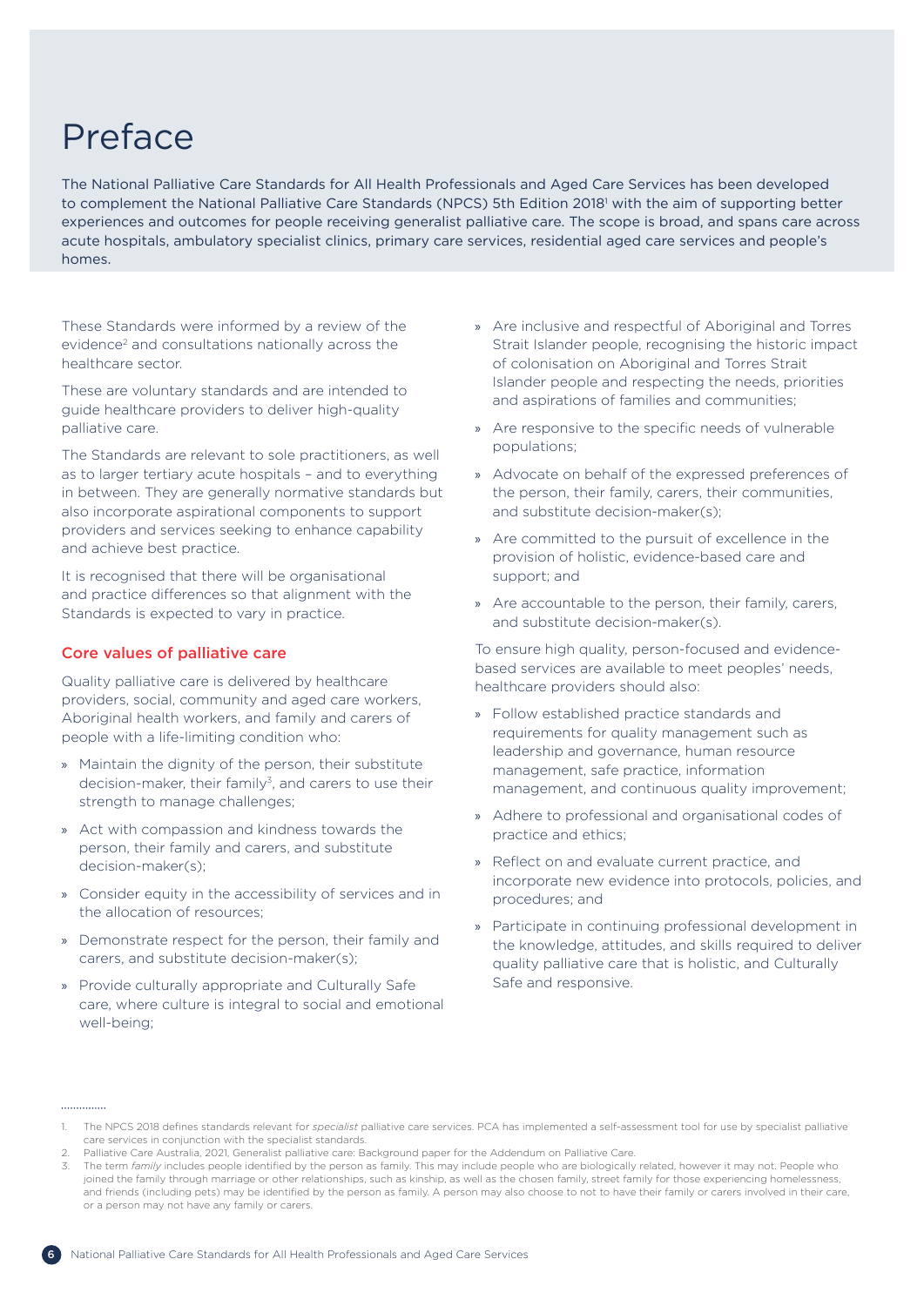# Preface

The National Palliative Care Standards for All Health Professionals and Aged Care Services has been developed to complement the National Palliative Care Standards (NPCS) 5th Edition 2018[1] with the aim of supporting better experiences and outcomes for people receiving generalist palliative care. The scope is broad, and spans care across acute hospitals, ambulatory specialist clinics, primary care services, residential aged care services and people's homes.

These Standards were informed by a review of the evidence[2] and consultations nationally across the healthcare sector.

These are voluntary standards and are intended to guide healthcare providers to deliver high-quality palliative care.

The Standards are relevant to sole practitioners, as well as to larger tertiary acute hospitals – and to everything in between. They are generally normative standards but also incorporate aspirational components to support providers and services seeking to enhance capability and achieve best practice.

It is recognised that there will be organisational and practice differences so that alignment with the Standards is expected to vary in practice.

## Core values of palliative care

Quality palliative care is delivered by healthcare providers, social, community and aged care workers, Aboriginal health workers, and family and carers of people with a life-limiting condition who:

- Maintain the dignity of the person, their substitute decision-maker, their family[3], and carers to use their strength to manage challenges;
- Act with compassion and kindness towards the person, their family and carers, and substitute decision-maker(s);
- Consider equity in the accessibility of services and in the allocation of resources;
- Demonstrate respect for the person, their family and carers, and substitute decision-maker(s);
- Provide culturally appropriate and Culturally Safe care, where culture is integral to social and emotional well-being;
- Are inclusive and respectful of Aboriginal and Torres Strait Islander people, recognising the historic impact of colonisation on Aboriginal and Torres Strait Islander people and respecting the needs, priorities and aspirations of families and communities;
- Are responsive to the specific needs of vulnerable populations;
- Advocate on behalf of the expressed preferences of the person, their family, carers, their communities, and substitute decision-maker(s);
- Are committed to the pursuit of excellence in the provision of holistic, evidence-based care and support; and
- Are accountable to the person, their family, carers, and substitute decision-maker(s).

To ensure high quality, person-focused and evidence-based services are available to meet peoples' needs, healthcare providers should also:

- Follow established practice standards and requirements for quality management such as leadership and governance, human resource management, safe practice, information management, and continuous quality improvement;
- Adhere to professional and organisational codes of practice and ethics;
- Reflect on and evaluate current practice, and incorporate new evidence into protocols, policies, and procedures; and
- Participate in continuing professional development in the knowledge, attitudes, and skills required to deliver quality palliative care that is holistic, and Culturally Safe and responsive.

---

1. The NPCS 2018 defines standards relevant for *specialist* palliative care services. PCA has implemented a self-assessment tool for use by specialist palliative care services in conjunction with the specialist standards.
2. Palliative Care Australia, 2021, Generalist palliative care: Background paper for the Addendum on Palliative Care.
3. The term *family* includes people identified by the person as family. This may include people who are biologically related, however it may not. People who joined the family through marriage or other relationships, such as kinship, as well as the chosen family, street family for those experiencing homelessness, and friends (including pets) may be identified by the person as family. A person may also choose to not to have their family or carers involved in their care, or a person may not have any family or carers.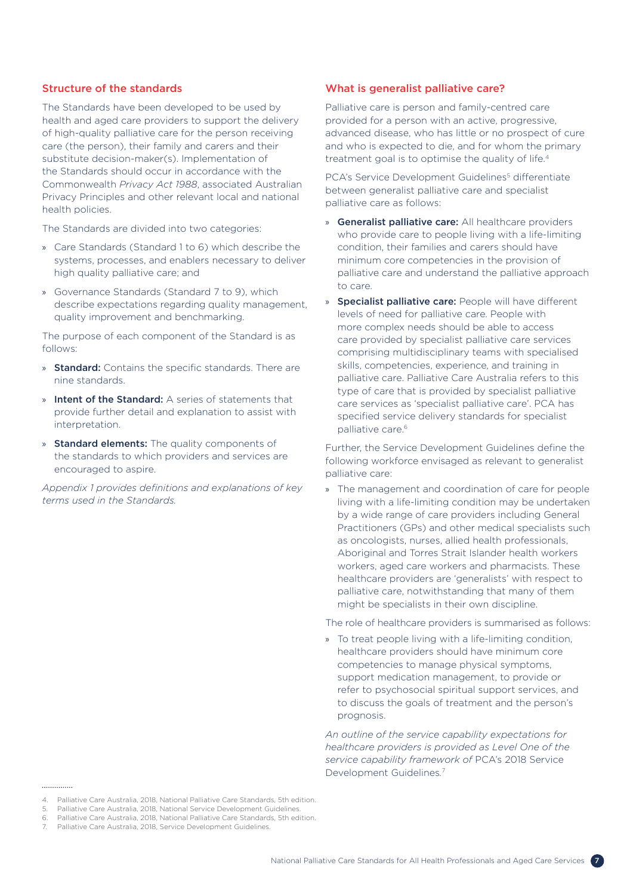## Structure of the standards

The Standards have been developed to be used by health and aged care providers to support the delivery of high-quality palliative care for the person receiving care (the person), their family and carers and their substitute decision-maker(s). Implementation of the Standards should occur in accordance with the Commonwealth *Privacy Act 1988*, associated Australian Privacy Principles and other relevant local and national health policies.

The Standards are divided into two categories:

- Care Standards (Standard 1 to 6) which describe the systems, processes, and enablers necessary to deliver high quality palliative care; and
- Governance Standards (Standard 7 to 9), which describe expectations regarding quality management, quality improvement and benchmarking.

The purpose of each component of the Standard is as follows:

- **Standard:** Contains the specific standards. There are nine standards.
- **Intent of the Standard:** A series of statements that provide further detail and explanation to assist with interpretation.
- **Standard elements:** The quality components of the standards to which providers and services are encouraged to aspire.

*Appendix 1 provides definitions and explanations of key terms used in the Standards.*

## What is generalist palliative care?

Palliative care is person and family-centred care provided for a person with an active, progressive, advanced disease, who has little or no prospect of cure and who is expected to die, and for whom the primary treatment goal is to optimise the quality of life.[4]

PCA's Service Development Guidelines[5] differentiate between generalist palliative care and specialist palliative care as follows:

- **Generalist palliative care:** All healthcare providers who provide care to people living with a life-limiting condition, their families and carers should have minimum core competencies in the provision of palliative care and understand the palliative approach to care.
- **Specialist palliative care:** People will have different levels of need for palliative care. People with more complex needs should be able to access care provided by specialist palliative care services comprising multidisciplinary teams with specialised skills, competencies, experience, and training in palliative care. Palliative Care Australia refers to this type of care that is provided by specialist palliative care services as 'specialist palliative care'. PCA has specified service delivery standards for specialist palliative care.[6]

Further, the Service Development Guidelines define the following workforce envisaged as relevant to generalist palliative care:

- The management and coordination of care for people living with a life-limiting condition may be undertaken by a wide range of care providers including General Practitioners (GPs) and other medical specialists such as oncologists, nurses, allied health professionals, Aboriginal and Torres Strait Islander health workers workers, aged care workers and pharmacists. These healthcare providers are 'generalists' with respect to palliative care, notwithstanding that many of them might be specialists in their own discipline.

The role of healthcare providers is summarised as follows:

- To treat people living with a life-limiting condition, healthcare providers should have minimum core competencies to manage physical symptoms, support medication management, to provide or refer to psychosocial spiritual support services, and to discuss the goals of treatment and the person's prognosis.

*An outline of the service capability expectations for healthcare providers is provided as Level One of the service capability framework of* PCA's 2018 Service Development Guidelines.[7]

4. Palliative Care Australia, 2018, National Palliative Care Standards, 5th edition.
5. Palliative Care Australia, 2018, National Service Development Guidelines.
6. Palliative Care Australia, 2018, National Palliative Care Standards, 5th edition.
7. Palliative Care Australia, 2018, Service Development Guidelines.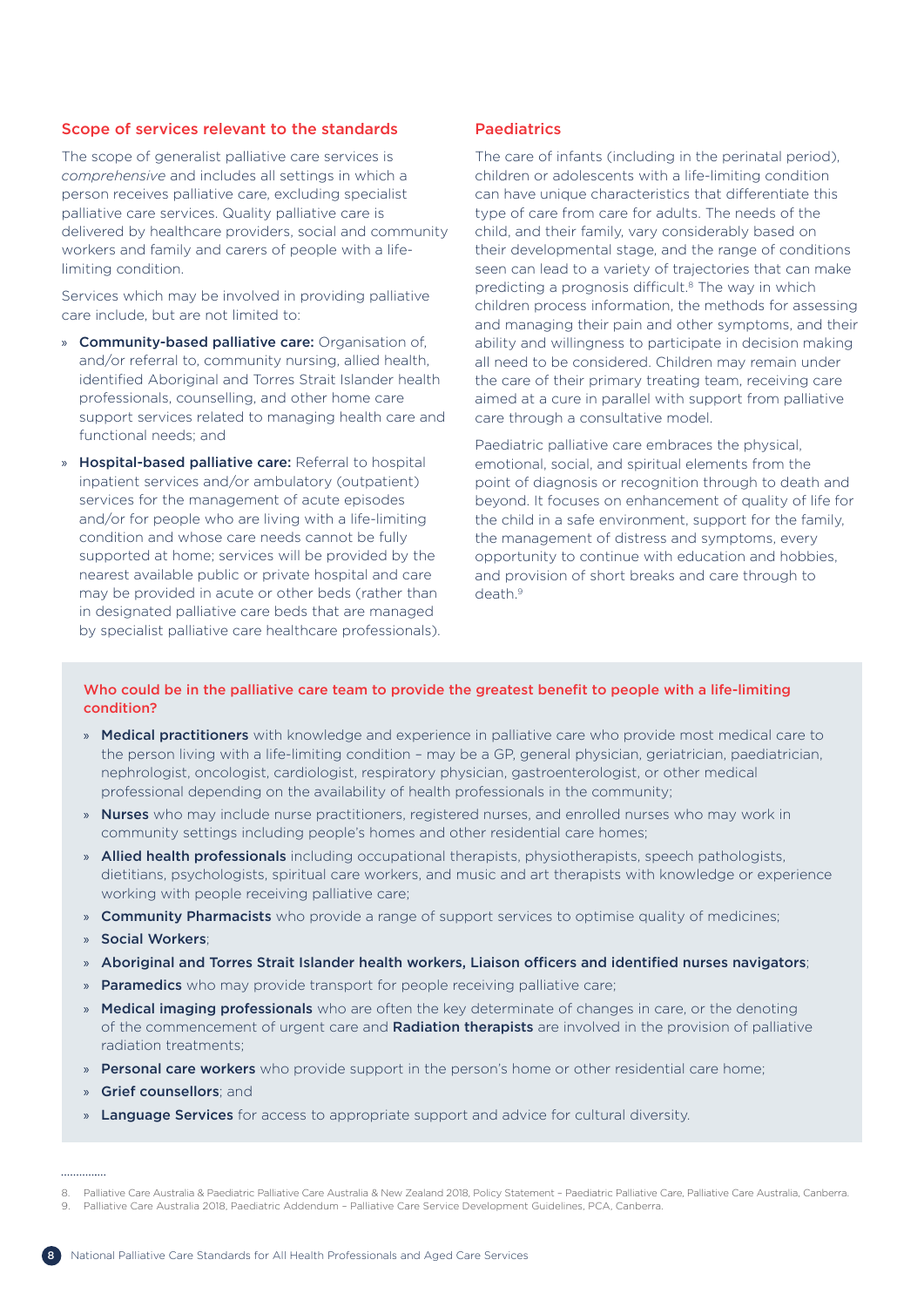## Scope of services relevant to the standards

The scope of generalist palliative care services is *comprehensive* and includes all settings in which a person receives palliative care, excluding specialist palliative care services. Quality palliative care is delivered by healthcare providers, social and community workers and family and carers of people with a life-limiting condition.

Services which may be involved in providing palliative care include, but are not limited to:

- **Community-based palliative care:** Organisation of, and/or referral to, community nursing, allied health, identified Aboriginal and Torres Strait Islander health professionals, counselling, and other home care support services related to managing health care and functional needs; and
- **Hospital-based palliative care:** Referral to hospital inpatient services and/or ambulatory (outpatient) services for the management of acute episodes and/or for people who are living with a life-limiting condition and whose care needs cannot be fully supported at home; services will be provided by the nearest available public or private hospital and care may be provided in acute or other beds (rather than in designated palliative care beds that are managed by specialist palliative care healthcare professionals).

## Paediatrics

The care of infants (including in the perinatal period), children or adolescents with a life-limiting condition can have unique characteristics that differentiate this type of care from care for adults. The needs of the child, and their family, vary considerably based on their developmental stage, and the range of conditions seen can lead to a variety of trajectories that can make predicting a prognosis difficult.[8] The way in which children process information, the methods for assessing and managing their pain and other symptoms, and their ability and willingness to participate in decision making all need to be considered. Children may remain under the care of their primary treating team, receiving care aimed at a cure in parallel with support from palliative care through a consultative model.

Paediatric palliative care embraces the physical, emotional, social, and spiritual elements from the point of diagnosis or recognition through to death and beyond. It focuses on enhancement of quality of life for the child in a safe environment, support for the family, the management of distress and symptoms, every opportunity to continue with education and hobbies, and provision of short breaks and care through to death.[9]

### Who could be in the palliative care team to provide the greatest benefit to people with a life-limiting condition?

- **Medical practitioners** with knowledge and experience in palliative care who provide most medical care to the person living with a life-limiting condition – may be a GP, general physician, geriatrician, paediatrician, nephrologist, oncologist, cardiologist, respiratory physician, gastroenterologist, or other medical professional depending on the availability of health professionals in the community;
- **Nurses** who may include nurse practitioners, registered nurses, and enrolled nurses who may work in community settings including people's homes and other residential care homes;
- **Allied health professionals** including occupational therapists, physiotherapists, speech pathologists, dietitians, psychologists, spiritual care workers, and music and art therapists with knowledge or experience working with people receiving palliative care;
- **Community Pharmacists** who provide a range of support services to optimise quality of medicines;
- **Social Workers**;
- **Aboriginal and Torres Strait Islander health workers, Liaison officers and identified nurses navigators**;
- **Paramedics** who may provide transport for people receiving palliative care;
- **Medical imaging professionals** who are often the key determinate of changes in care, or the denoting of the commencement of urgent care and **Radiation therapists** are involved in the provision of palliative radiation treatments;
- **Personal care workers** who provide support in the person's home or other residential care home;
- **Grief counsellors**; and
- **Language Services** for access to appropriate support and advice for cultural diversity.

---

8. Palliative Care Australia & Paediatric Palliative Care Australia & New Zealand 2018, Policy Statement – Paediatric Palliative Care, Palliative Care Australia, Canberra.
9. Palliative Care Australia 2018, Paediatric Addendum – Palliative Care Service Development Guidelines, PCA, Canberra.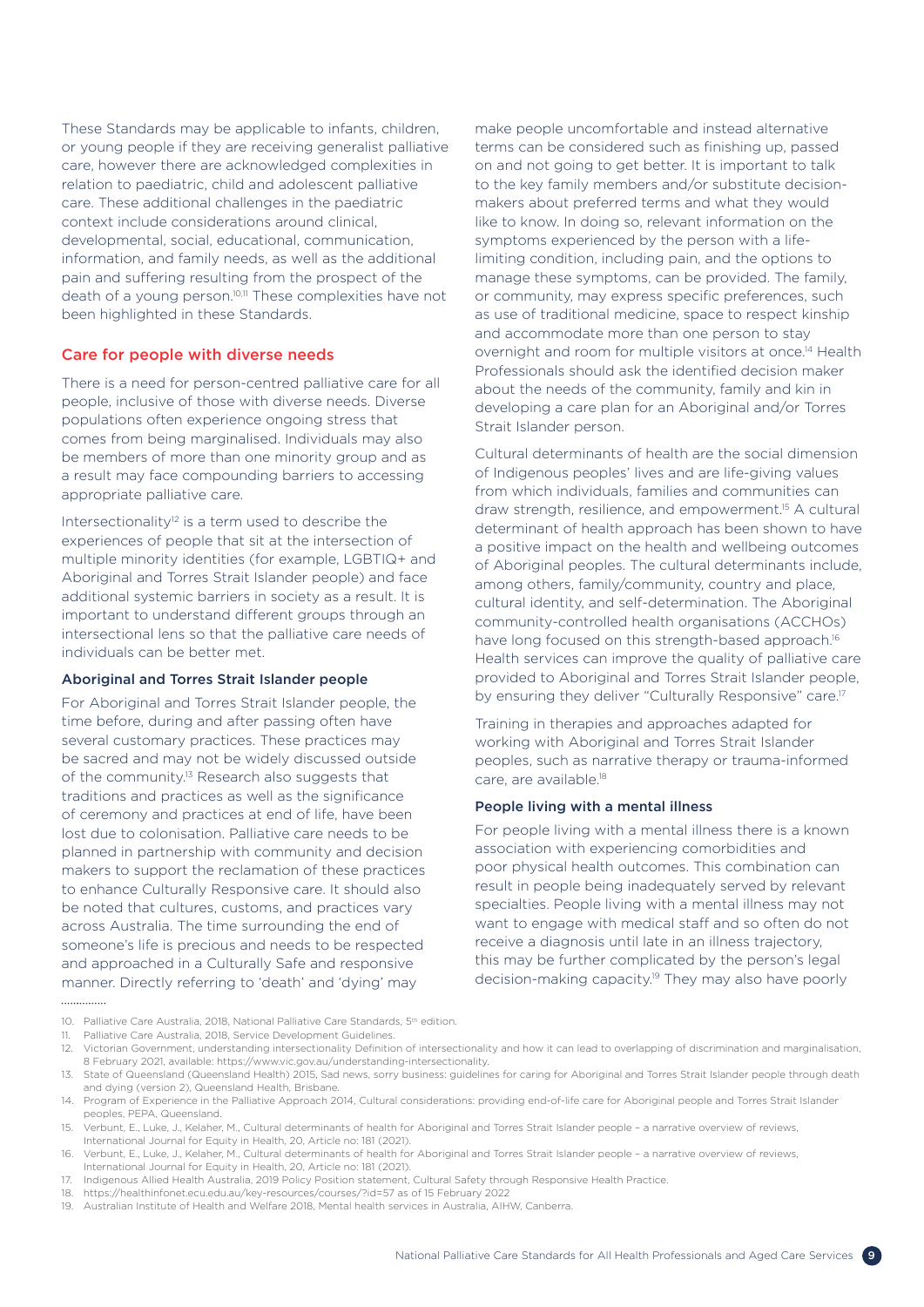These Standards may be applicable to infants, children, or young people if they are receiving generalist palliative care, however there are acknowledged complexities in relation to paediatric, child and adolescent palliative care. These additional challenges in the paediatric context include considerations around clinical, developmental, social, educational, communication, information, and family needs, as well as the additional pain and suffering resulting from the prospect of the death of a young person.[10,11] These complexities have not been highlighted in these Standards.

## Care for people with diverse needs

There is a need for person-centred palliative care for all people, inclusive of those with diverse needs. Diverse populations often experience ongoing stress that comes from being marginalised. Individuals may also be members of more than one minority group and as a result may face compounding barriers to accessing appropriate palliative care.

Intersectionality[12] is a term used to describe the experiences of people that sit at the intersection of multiple minority identities (for example, LGBTIQ+ and Aboriginal and Torres Strait Islander people) and face additional systemic barriers in society as a result. It is important to understand different groups through an intersectional lens so that the palliative care needs of individuals can be better met.

### Aboriginal and Torres Strait Islander people

For Aboriginal and Torres Strait Islander people, the time before, during and after passing often have several customary practices. These practices may be sacred and may not be widely discussed outside of the community.[13] Research also suggests that traditions and practices as well as the significance of ceremony and practices at end of life, have been lost due to colonisation. Palliative care needs to be planned in partnership with community and decision makers to support the reclamation of these practices to enhance Culturally Responsive care. It should also be noted that cultures, customs, and practices vary across Australia. The time surrounding the end of someone's life is precious and needs to be respected and approached in a Culturally Safe and responsive manner. Directly referring to 'death' and 'dying' may make people uncomfortable and instead alternative terms can be considered such as finishing up, passed on and not going to get better. It is important to talk to the key family members and/or substitute decision-makers about preferred terms and what they would like to know. In doing so, relevant information on the symptoms experienced by the person with a life-limiting condition, including pain, and the options to manage these symptoms, can be provided. The family, or community, may express specific preferences, such as use of traditional medicine, space to respect kinship and accommodate more than one person to stay overnight and room for multiple visitors at once.[14] Health Professionals should ask the identified decision maker about the needs of the community, family and kin in developing a care plan for an Aboriginal and/or Torres Strait Islander person.

Cultural determinants of health are the social dimension of Indigenous peoples' lives and are life-giving values from which individuals, families and communities can draw strength, resilience, and empowerment.[15] A cultural determinant of health approach has been shown to have a positive impact on the health and wellbeing outcomes of Aboriginal peoples. The cultural determinants include, among others, family/community, country and place, cultural identity, and self-determination. The Aboriginal community-controlled health organisations (ACCHOs) have long focused on this strength-based approach.[16] Health services can improve the quality of palliative care provided to Aboriginal and Torres Strait Islander people, by ensuring they deliver "Culturally Responsive" care.[17]

Training in therapies and approaches adapted for working with Aboriginal and Torres Strait Islander peoples, such as narrative therapy or trauma-informed care, are available.[18]

### People living with a mental illness

For people living with a mental illness there is a known association with experiencing comorbidities and poor physical health outcomes. This combination can result in people being inadequately served by relevant specialties. People living with a mental illness may not want to engage with medical staff and so often do not receive a diagnosis until late in an illness trajectory, this may be further complicated by the person's legal decision-making capacity.[19] They may also have poorly

---

10. Palliative Care Australia, 2018, National Palliative Care Standards, 5th edition.
11. Palliative Care Australia, 2018, Service Development Guidelines.
12. Victorian Government, understanding intersectionality Definition of intersectionality and how it can lead to overlapping of discrimination and marginalisation, 8 February 2021, available: https://www.vic.gov.au/understanding-intersectionality.
13. State of Queensland (Queensland Health) 2015, Sad news, sorry business: guidelines for caring for Aboriginal and Torres Strait Islander people through death and dying (version 2), Queensland Health, Brisbane.
14. Program of Experience in the Palliative Approach 2014, Cultural considerations: providing end-of-life care for Aboriginal people and Torres Strait Islander peoples, PEPA, Queensland.
15. Verbunt, E., Luke, J., Kelaher, M., Cultural determinants of health for Aboriginal and Torres Strait Islander people – a narrative overview of reviews, International Journal for Equity in Health, 20, Article no: 181 (2021).
16. Verbunt, E., Luke, J., Kelaher, M., Cultural determinants of health for Aboriginal and Torres Strait Islander people – a narrative overview of reviews, International Journal for Equity in Health, 20, Article no: 181 (2021).
17. Indigenous Allied Health Australia, 2019 Policy Position statement, Cultural Safety through Responsive Health Practice.
18. https://healthinfonet.ecu.edu.au/key-resources/courses/?id=57 as of 15 February 2022
19. Australian Institute of Health and Welfare 2018, Mental health services in Australia, AIHW, Canberra.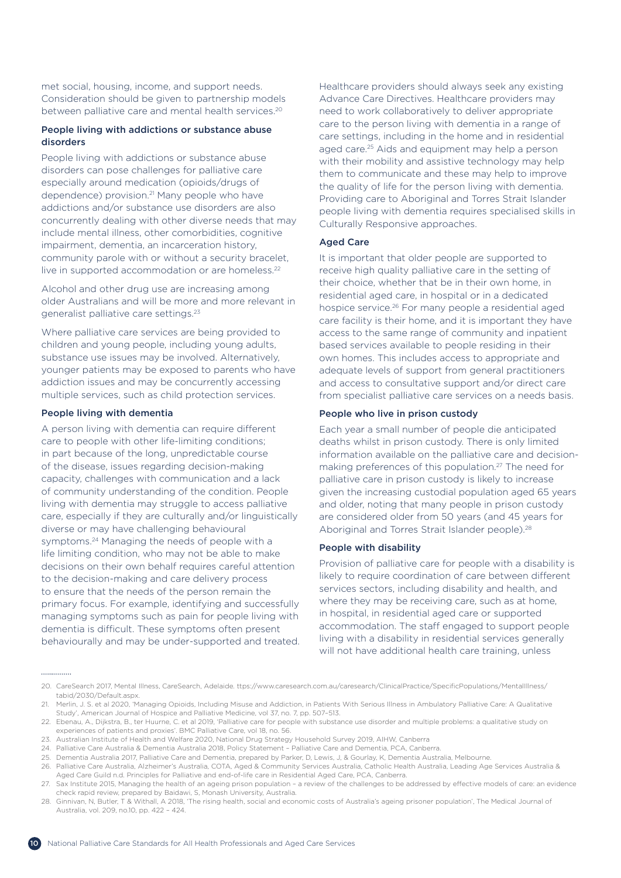met social, housing, income, and support needs. Consideration should be given to partnership models between palliative care and mental health services.[20]

### People living with addictions or substance abuse disorders

People living with addictions or substance abuse disorders can pose challenges for palliative care especially around medication (opioids/drugs of dependence) provision.[21] Many people who have addictions and/or substance use disorders are also concurrently dealing with other diverse needs that may include mental illness, other comorbidities, cognitive impairment, dementia, an incarceration history, community parole with or without a security bracelet, live in supported accommodation or are homeless.[22]

Alcohol and other drug use are increasing among older Australians and will be more and more relevant in generalist palliative care settings.[23]

Where palliative care services are being provided to children and young people, including young adults, substance use issues may be involved. Alternatively, younger patients may be exposed to parents who have addiction issues and may be concurrently accessing multiple services, such as child protection services.

### People living with dementia

A person living with dementia can require different care to people with other life-limiting conditions; in part because of the long, unpredictable course of the disease, issues regarding decision-making capacity, challenges with communication and a lack of community understanding of the condition. People living with dementia may struggle to access palliative care, especially if they are culturally and/or linguistically diverse or may have challenging behavioural symptoms.[24] Managing the needs of people with a life limiting condition, who may not be able to make decisions on their own behalf requires careful attention to the decision-making and care delivery process to ensure that the needs of the person remain the primary focus. For example, identifying and successfully managing symptoms such as pain for people living with dementia is difficult. These symptoms often present behaviourally and may be under-supported and treated. Healthcare providers should always seek any existing Advance Care Directives. Healthcare providers may need to work collaboratively to deliver appropriate care to the person living with dementia in a range of care settings, including in the home and in residential aged care.[25] Aids and equipment may help a person with their mobility and assistive technology may help them to communicate and these may help to improve the quality of life for the person living with dementia. Providing care to Aboriginal and Torres Strait Islander people living with dementia requires specialised skills in Culturally Responsive approaches.

### Aged Care

It is important that older people are supported to receive high quality palliative care in the setting of their choice, whether that be in their own home, in residential aged care, in hospital or in a dedicated hospice service.[26] For many people a residential aged care facility is their home, and it is important they have access to the same range of community and inpatient based services available to people residing in their own homes. This includes access to appropriate and adequate levels of support from general practitioners and access to consultative support and/or direct care from specialist palliative care services on a needs basis.

### People who live in prison custody

Each year a small number of people die anticipated deaths whilst in prison custody. There is only limited information available on the palliative care and decision-making preferences of this population.[27] The need for palliative care in prison custody is likely to increase given the increasing custodial population aged 65 years and older, noting that many people in prison custody are considered older from 50 years (and 45 years for Aboriginal and Torres Strait Islander people).[28]

### People with disability

Provision of palliative care for people with a disability is likely to require coordination of care between different services sectors, including disability and health, and where they may be receiving care, such as at home, in hospital, in residential aged care or supported accommodation. The staff engaged to support people living with a disability in residential services generally will not have additional health care training, unless

---

20. CareSearch 2017, Mental Illness, CareSearch, Adelaide. ttps://www.caresearch.com.au/caresearch/ClinicalPractice/SpecificPopulations/MentalIllness/tabid/2030/Default.aspx.
21. Merlin, J. S. et al 2020, 'Managing Opioids, Including Misuse and Addiction, in Patients With Serious Illness in Ambulatory Palliative Care: A Qualitative Study', American Journal of Hospice and Palliative Medicine, vol 37, no. 7, pp. 507–513.
22. Ebenau, A., Dijkstra, B., ter Huurne, C. et al 2019, 'Palliative care for people with substance use disorder and multiple problems: a qualitative study on experiences of patients and proxies'. BMC Palliative Care, vol 18, no. 56.
23. Australian Institute of Health and Welfare 2020, National Drug Strategy Household Survey 2019, AIHW, Canberra
24. Palliative Care Australia & Dementia Australia 2018, Policy Statement – Palliative Care and Dementia, PCA, Canberra.
25. Dementia Australia 2017, Palliative Care and Dementia, prepared by Parker, D, Lewis, J, & Gourlay, K, Dementia Australia, Melbourne.
26. Palliative Care Australia, Alzheimer's Australia, COTA, Aged & Community Services Australia, Catholic Health Australia, Leading Age Services Australia & Aged Care Guild n.d. Principles for Palliative and end-of-life care in Residential Aged Care, PCA, Canberra.
27. Sax Institute 2015, Managing the health of an ageing prison population – a review of the challenges to be addressed by effective models of care: an evidence check rapid review, prepared by Baidawi, S, Monash University, Australia.
28. Ginnivan, N, Butler, T & Withall, A 2018, 'The rising health, social and economic costs of Australia's ageing prisoner population', The Medical Journal of Australia, vol. 209, no.10, pp. 422 – 424.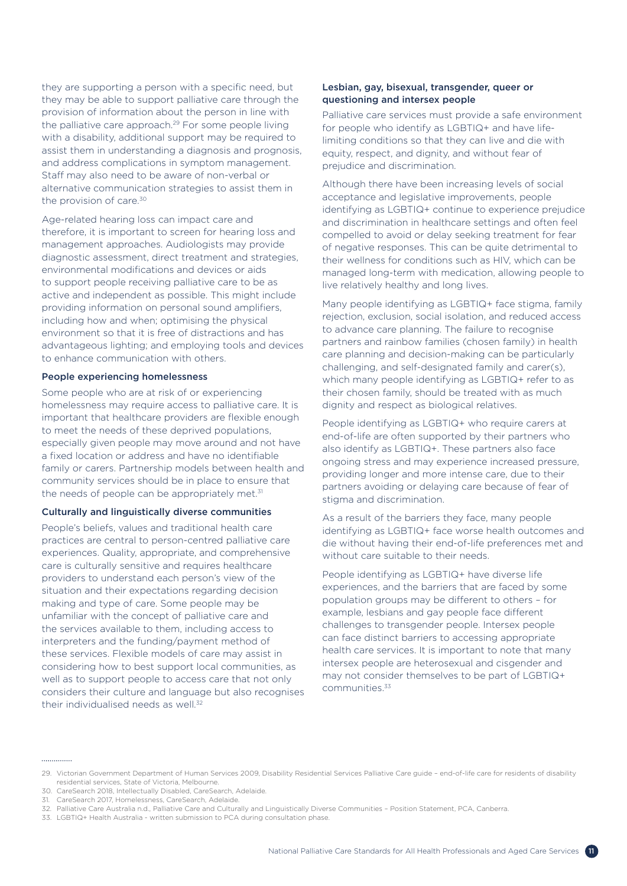they are supporting a person with a specific need, but they may be able to support palliative care through the provision of information about the person in line with the palliative care approach.[29] For some people living with a disability, additional support may be required to assist them in understanding a diagnosis and prognosis, and address complications in symptom management. Staff may also need to be aware of non-verbal or alternative communication strategies to assist them in the provision of care.[30]

Age-related hearing loss can impact care and therefore, it is important to screen for hearing loss and management approaches. Audiologists may provide diagnostic assessment, direct treatment and strategies, environmental modifications and devices or aids to support people receiving palliative care to be as active and independent as possible. This might include providing information on personal sound amplifiers, including how and when; optimising the physical environment so that it is free of distractions and has advantageous lighting; and employing tools and devices to enhance communication with others.

### People experiencing homelessness

Some people who are at risk of or experiencing homelessness may require access to palliative care. It is important that healthcare providers are flexible enough to meet the needs of these deprived populations, especially given people may move around and not have a fixed location or address and have no identifiable family or carers. Partnership models between health and community services should be in place to ensure that the needs of people can be appropriately met.[31]

### Culturally and linguistically diverse communities

People's beliefs, values and traditional health care practices are central to person-centred palliative care experiences. Quality, appropriate, and comprehensive care is culturally sensitive and requires healthcare providers to understand each person's view of the situation and their expectations regarding decision making and type of care. Some people may be unfamiliar with the concept of palliative care and the services available to them, including access to interpreters and the funding/payment method of these services. Flexible models of care may assist in considering how to best support local communities, as well as to support people to access care that not only considers their culture and language but also recognises their individualised needs as well.[32]

### Lesbian, gay, bisexual, transgender, queer or questioning and intersex people

Palliative care services must provide a safe environment for people who identify as LGBTIQ+ and have life-limiting conditions so that they can live and die with equity, respect, and dignity, and without fear of prejudice and discrimination.

Although there have been increasing levels of social acceptance and legislative improvements, people identifying as LGBTIQ+ continue to experience prejudice and discrimination in healthcare settings and often feel compelled to avoid or delay seeking treatment for fear of negative responses. This can be quite detrimental to their wellness for conditions such as HIV, which can be managed long-term with medication, allowing people to live relatively healthy and long lives.

Many people identifying as LGBTIQ+ face stigma, family rejection, exclusion, social isolation, and reduced access to advance care planning. The failure to recognise partners and rainbow families (chosen family) in health care planning and decision-making can be particularly challenging, and self-designated family and carer(s), which many people identifying as LGBTIQ+ refer to as their chosen family, should be treated with as much dignity and respect as biological relatives.

People identifying as LGBTIQ+ who require carers at end-of-life are often supported by their partners who also identify as LGBTIQ+. These partners also face ongoing stress and may experience increased pressure, providing longer and more intense care, due to their partners avoiding or delaying care because of fear of stigma and discrimination.

As a result of the barriers they face, many people identifying as LGBTIQ+ face worse health outcomes and die without having their end-of-life preferences met and without care suitable to their needs.

People identifying as LGBTIQ+ have diverse life experiences, and the barriers that are faced by some population groups may be different to others – for example, lesbians and gay people face different challenges to transgender people. Intersex people can face distinct barriers to accessing appropriate health care services. It is important to note that many intersex people are heterosexual and cisgender and may not consider themselves to be part of LGBTIQ+ communities.[33]

---

29. Victorian Government Department of Human Services 2009, Disability Residential Services Palliative Care guide – end-of-life care for residents of disability residential services, State of Victoria, Melbourne.
30. CareSearch 2018, Intellectually Disabled, CareSearch, Adelaide.
31. CareSearch 2017, Homelessness, CareSearch, Adelaide.
32. Palliative Care Australia n.d., Palliative Care and Culturally and Linguistically Diverse Communities – Position Statement, PCA, Canberra.
33. LGBTIQ+ Health Australia - written submission to PCA during consultation phase.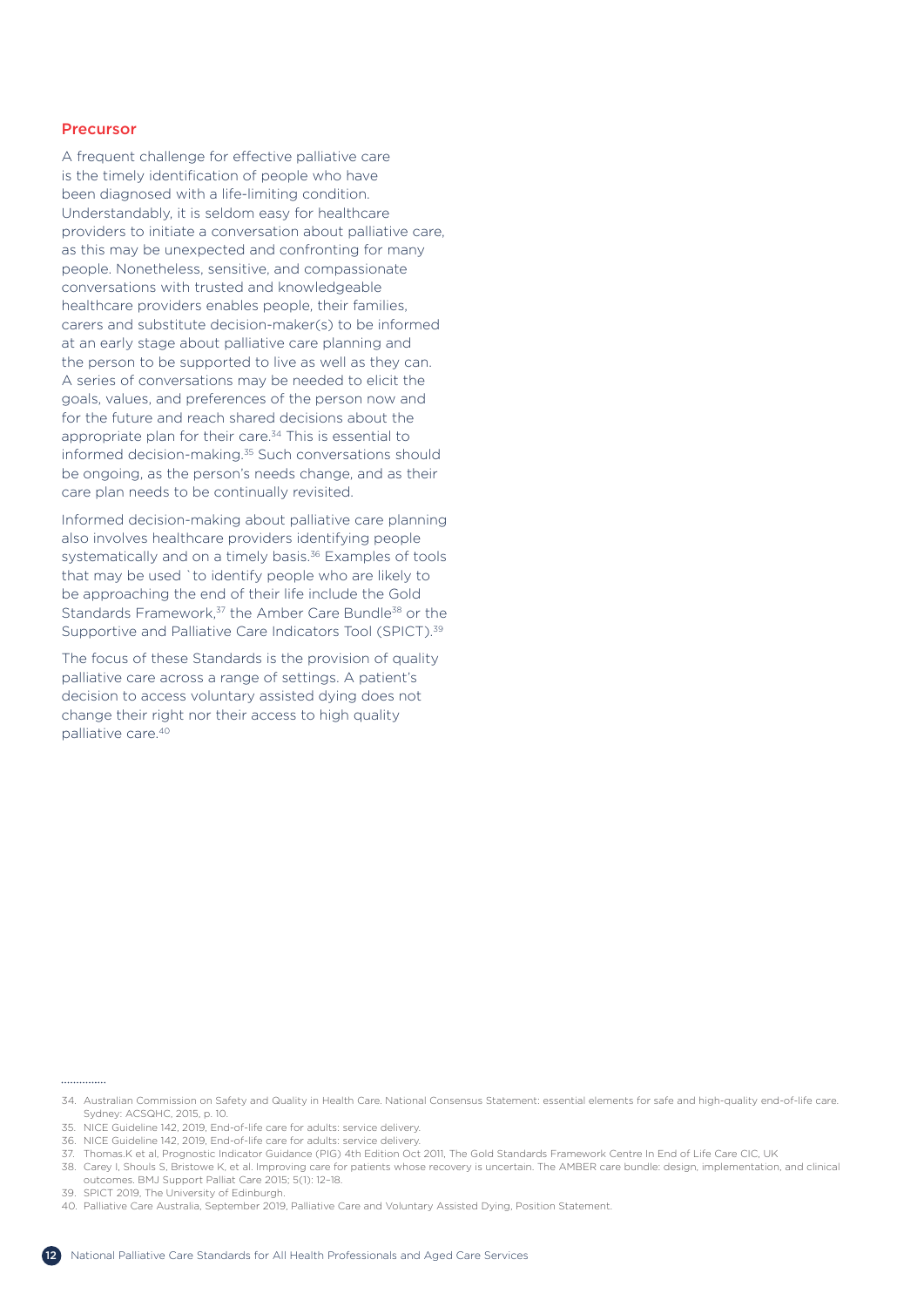## Precursor

A frequent challenge for effective palliative care is the timely identification of people who have been diagnosed with a life-limiting condition. Understandably, it is seldom easy for healthcare providers to initiate a conversation about palliative care, as this may be unexpected and confronting for many people. Nonetheless, sensitive, and compassionate conversations with trusted and knowledgeable healthcare providers enables people, their families, carers and substitute decision-maker(s) to be informed at an early stage about palliative care planning and the person to be supported to live as well as they can. A series of conversations may be needed to elicit the goals, values, and preferences of the person now and for the future and reach shared decisions about the appropriate plan for their care.[34] This is essential to informed decision-making.[35] Such conversations should be ongoing, as the person's needs change, and as their care plan needs to be continually revisited.

Informed decision-making about palliative care planning also involves healthcare providers identifying people systematically and on a timely basis.[36] Examples of tools that may be used `to identify people who are likely to be approaching the end of their life include the Gold Standards Framework,[37] the Amber Care Bundle[38] or the Supportive and Palliative Care Indicators Tool (SPICT).[39]

The focus of these Standards is the provision of quality palliative care across a range of settings. A patient's decision to access voluntary assisted dying does not change their right nor their access to high quality palliative care.[40]

---

34. Australian Commission on Safety and Quality in Health Care. National Consensus Statement: essential elements for safe and high-quality end-of-life care. Sydney: ACSQHC, 2015, p. 10.
35. NICE Guideline 142, 2019, End-of-life care for adults: service delivery.
36. NICE Guideline 142, 2019, End-of-life care for adults: service delivery.
37. Thomas.K et al, Prognostic Indicator Guidance (PIG) 4th Edition Oct 2011, The Gold Standards Framework Centre In End of Life Care CIC, UK
38. Carey I, Shouls S, Bristowe K, et al. Improving care for patients whose recovery is uncertain. The AMBER care bundle: design, implementation, and clinical outcomes. BMJ Support Palliat Care 2015; 5(1): 12–18.
39. SPICT 2019, The University of Edinburgh.
40. Palliative Care Australia, September 2019, Palliative Care and Voluntary Assisted Dying, Position Statement.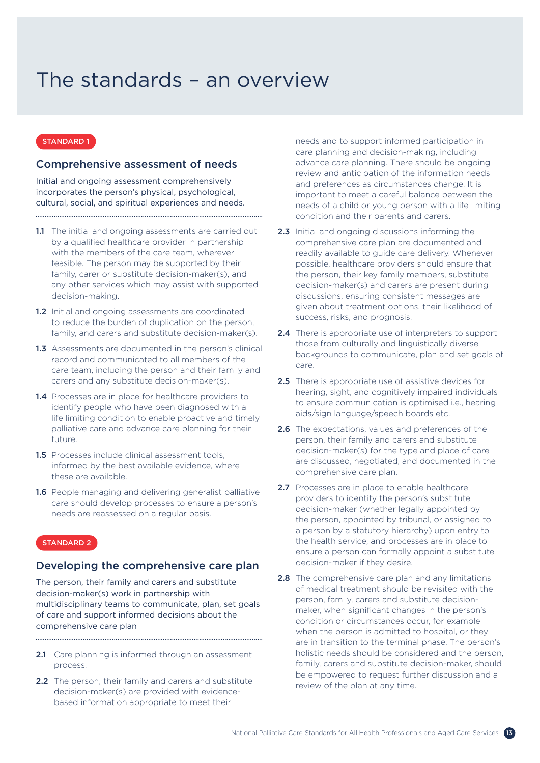# The standards – an overview

STANDARD 1

## Comprehensive assessment of needs

Initial and ongoing assessment comprehensively incorporates the person's physical, psychological, cultural, social, and spiritual experiences and needs.

**1.1** The initial and ongoing assessments are carried out by a qualified healthcare provider in partnership with the members of the care team, wherever feasible. The person may be supported by their family, carer or substitute decision-maker(s), and any other services which may assist with supported decision-making.

**1.2** Initial and ongoing assessments are coordinated to reduce the burden of duplication on the person, family, and carers and substitute decision-maker(s).

**1.3** Assessments are documented in the person's clinical record and communicated to all members of the care team, including the person and their family and carers and any substitute decision-maker(s).

**1.4** Processes are in place for healthcare providers to identify people who have been diagnosed with a life limiting condition to enable proactive and timely palliative care and advance care planning for their future.

**1.5** Processes include clinical assessment tools, informed by the best available evidence, where these are available.

**1.6** People managing and delivering generalist palliative care should develop processes to ensure a person's needs are reassessed on a regular basis.

STANDARD 2

## Developing the comprehensive care plan

The person, their family and carers and substitute decision-maker(s) work in partnership with multidisciplinary teams to communicate, plan, set goals of care and support informed decisions about the comprehensive care plan

**2.1** Care planning is informed through an assessment process.

**2.2** The person, their family and carers and substitute decision-maker(s) are provided with evidence-based information appropriate to meet their needs and to support informed participation in care planning and decision-making, including advance care planning. There should be ongoing review and anticipation of the information needs and preferences as circumstances change. It is important to meet a careful balance between the needs of a child or young person with a life limiting condition and their parents and carers.

**2.3** Initial and ongoing discussions informing the comprehensive care plan are documented and readily available to guide care delivery. Whenever possible, healthcare providers should ensure that the person, their key family members, substitute decision-maker(s) and carers are present during discussions, ensuring consistent messages are given about treatment options, their likelihood of success, risks, and prognosis.

**2.4** There is appropriate use of interpreters to support those from culturally and linguistically diverse backgrounds to communicate, plan and set goals of care.

**2.5** There is appropriate use of assistive devices for hearing, sight, and cognitively impaired individuals to ensure communication is optimised i.e., hearing aids/sign language/speech boards etc.

**2.6** The expectations, values and preferences of the person, their family and carers and substitute decision-maker(s) for the type and place of care are discussed, negotiated, and documented in the comprehensive care plan.

**2.7** Processes are in place to enable healthcare providers to identify the person's substitute decision-maker (whether legally appointed by the person, appointed by tribunal, or assigned to a person by a statutory hierarchy) upon entry to the health service, and processes are in place to ensure a person can formally appoint a substitute decision-maker if they desire.

**2.8** The comprehensive care plan and any limitations of medical treatment should be revisited with the person, family, carers and substitute decision-maker, when significant changes in the person's condition or circumstances occur, for example when the person is admitted to hospital, or they are in transition to the terminal phase. The person's holistic needs should be considered and the person, family, carers and substitute decision-maker, should be empowered to request further discussion and a review of the plan at any time.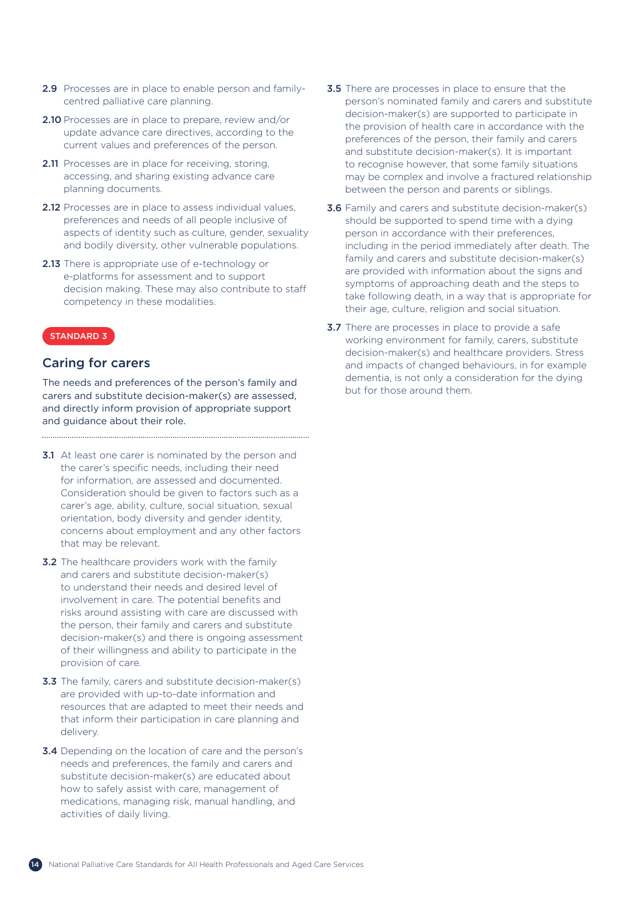**2.9** Processes are in place to enable person and family-centred palliative care planning.

**2.10** Processes are in place to prepare, review and/or update advance care directives, according to the current values and preferences of the person.

**2.11** Processes are in place for receiving, storing, accessing, and sharing existing advance care planning documents.

**2.12** Processes are in place to assess individual values, preferences and needs of all people inclusive of aspects of identity such as culture, gender, sexuality and bodily diversity, other vulnerable populations.

**2.13** There is appropriate use of e-technology or e-platforms for assessment and to support decision making. These may also contribute to staff competency in these modalities.

STANDARD 3

## Caring for carers

The needs and preferences of the person's family and carers and substitute decision-maker(s) are assessed, and directly inform provision of appropriate support and guidance about their role.

**3.1** At least one carer is nominated by the person and the carer's specific needs, including their need for information, are assessed and documented. Consideration should be given to factors such as a carer's age, ability, culture, social situation, sexual orientation, body diversity and gender identity, concerns about employment and any other factors that may be relevant.

**3.2** The healthcare providers work with the family and carers and substitute decision-maker(s) to understand their needs and desired level of involvement in care. The potential benefits and risks around assisting with care are discussed with the person, their family and carers and substitute decision-maker(s) and there is ongoing assessment of their willingness and ability to participate in the provision of care.

**3.3** The family, carers and substitute decision-maker(s) are provided with up-to-date information and resources that are adapted to meet their needs and that inform their participation in care planning and delivery.

**3.4** Depending on the location of care and the person's needs and preferences, the family and carers and substitute decision-maker(s) are educated about how to safely assist with care, management of medications, managing risk, manual handling, and activities of daily living.

**3.5** There are processes in place to ensure that the person's nominated family and carers and substitute decision-maker(s) are supported to participate in the provision of health care in accordance with the preferences of the person, their family and carers and substitute decision-maker(s). It is important to recognise however, that some family situations may be complex and involve a fractured relationship between the person and parents or siblings.

**3.6** Family and carers and substitute decision-maker(s) should be supported to spend time with a dying person in accordance with their preferences, including in the period immediately after death. The family and carers and substitute decision-maker(s) are provided with information about the signs and symptoms of approaching death and the steps to take following death, in a way that is appropriate for their age, culture, religion and social situation.

**3.7** There are processes in place to provide a safe working environment for family, carers, substitute decision-maker(s) and healthcare providers. Stress and impacts of changed behaviours, in for example dementia, is not only a consideration for the dying but for those around them.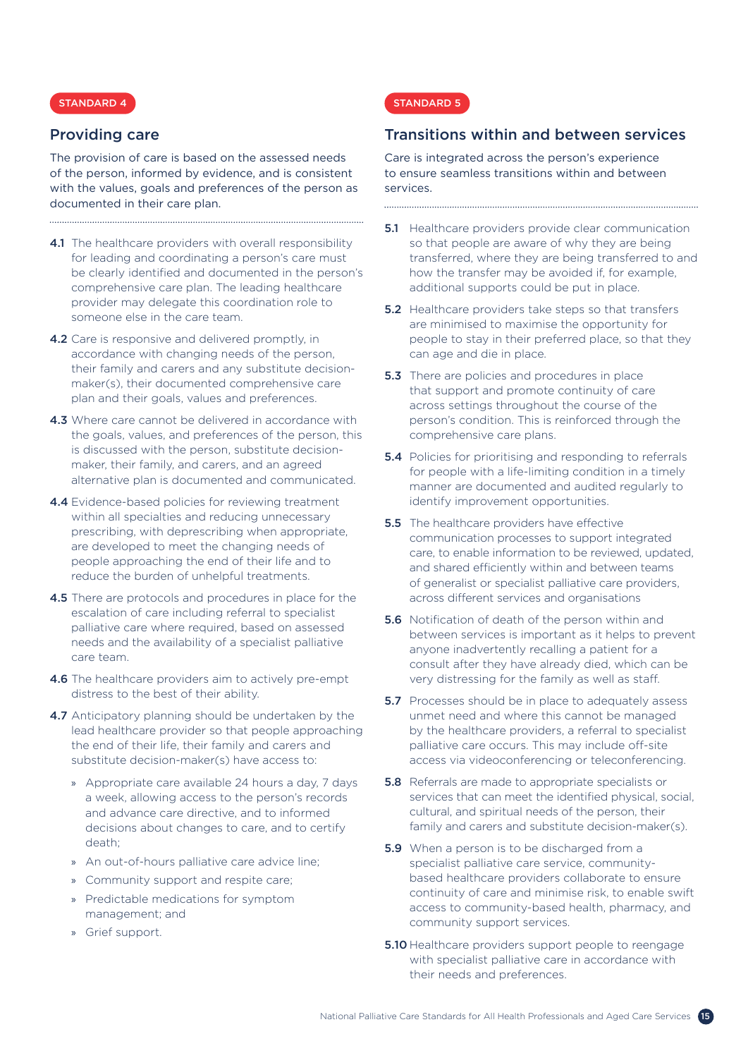STANDARD 4

## Providing care

The provision of care is based on the assessed needs of the person, informed by evidence, and is consistent with the values, goals and preferences of the person as documented in their care plan.

**4.1** The healthcare providers with overall responsibility for leading and coordinating a person's care must be clearly identified and documented in the person's comprehensive care plan. The leading healthcare provider may delegate this coordination role to someone else in the care team.

**4.2** Care is responsive and delivered promptly, in accordance with changing needs of the person, their family and carers and any substitute decision-maker(s), their documented comprehensive care plan and their goals, values and preferences.

**4.3** Where care cannot be delivered in accordance with the goals, values, and preferences of the person, this is discussed with the person, substitute decision-maker, their family, and carers, and an agreed alternative plan is documented and communicated.

**4.4** Evidence-based policies for reviewing treatment within all specialties and reducing unnecessary prescribing, with deprescribing when appropriate, are developed to meet the changing needs of people approaching the end of their life and to reduce the burden of unhelpful treatments.

**4.5** There are protocols and procedures in place for the escalation of care including referral to specialist palliative care where required, based on assessed needs and the availability of a specialist palliative care team.

**4.6** The healthcare providers aim to actively pre-empt distress to the best of their ability.

**4.7** Anticipatory planning should be undertaken by the lead healthcare provider so that people approaching the end of their life, their family and carers and substitute decision-maker(s) have access to:

- Appropriate care available 24 hours a day, 7 days a week, allowing access to the person's records and advance care directive, and to informed decisions about changes to care, and to certify death;
- An out-of-hours palliative care advice line;
- Community support and respite care;
- Predictable medications for symptom management; and
- Grief support.

STANDARD 5

## Transitions within and between services

Care is integrated across the person's experience to ensure seamless transitions within and between services.

**5.1** Healthcare providers provide clear communication so that people are aware of why they are being transferred, where they are being transferred to and how the transfer may be avoided if, for example, additional supports could be put in place.

**5.2** Healthcare providers take steps so that transfers are minimised to maximise the opportunity for people to stay in their preferred place, so that they can age and die in place.

**5.3** There are policies and procedures in place that support and promote continuity of care across settings throughout the course of the person's condition. This is reinforced through the comprehensive care plans.

**5.4** Policies for prioritising and responding to referrals for people with a life-limiting condition in a timely manner are documented and audited regularly to identify improvement opportunities.

**5.5** The healthcare providers have effective communication processes to support integrated care, to enable information to be reviewed, updated, and shared efficiently within and between teams of generalist or specialist palliative care providers, across different services and organisations

**5.6** Notification of death of the person within and between services is important as it helps to prevent anyone inadvertently recalling a patient for a consult after they have already died, which can be very distressing for the family as well as staff.

**5.7** Processes should be in place to adequately assess unmet need and where this cannot be managed by the healthcare providers, a referral to specialist palliative care occurs. This may include off-site access via videoconferencing or teleconferencing.

**5.8** Referrals are made to appropriate specialists or services that can meet the identified physical, social, cultural, and spiritual needs of the person, their family and carers and substitute decision-maker(s).

**5.9** When a person is to be discharged from a specialist palliative care service, community-based healthcare providers collaborate to ensure continuity of care and minimise risk, to enable swift access to community-based health, pharmacy, and community support services.

**5.10** Healthcare providers support people to reengage with specialist palliative care in accordance with their needs and preferences.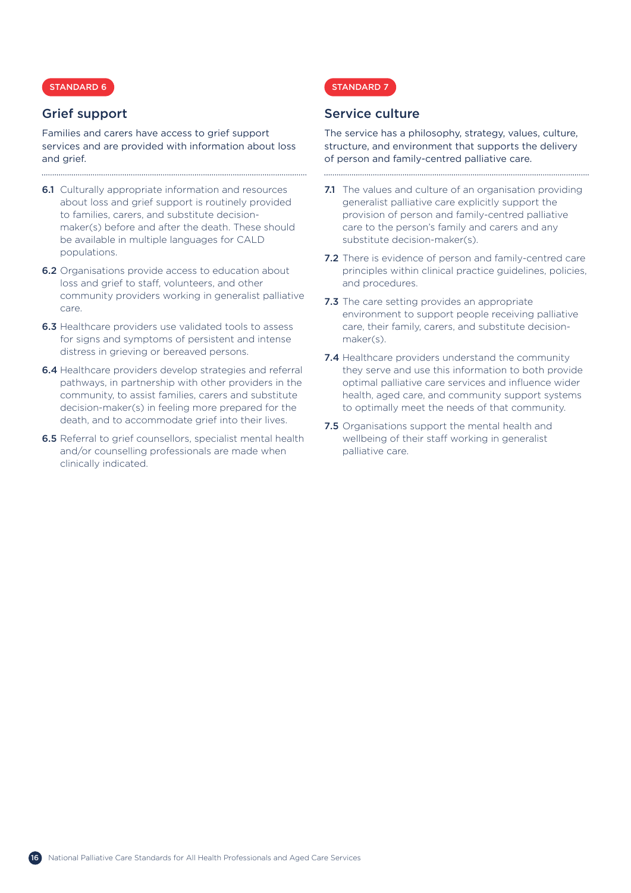STANDARD 6

## Grief support

Families and carers have access to grief support services and are provided with information about loss and grief.

**6.1** Culturally appropriate information and resources about loss and grief support is routinely provided to families, carers, and substitute decision-maker(s) before and after the death. These should be available in multiple languages for CALD populations.

**6.2** Organisations provide access to education about loss and grief to staff, volunteers, and other community providers working in generalist palliative care.

**6.3** Healthcare providers use validated tools to assess for signs and symptoms of persistent and intense distress in grieving or bereaved persons.

**6.4** Healthcare providers develop strategies and referral pathways, in partnership with other providers in the community, to assist families, carers and substitute decision-maker(s) in feeling more prepared for the death, and to accommodate grief into their lives.

**6.5** Referral to grief counsellors, specialist mental health and/or counselling professionals are made when clinically indicated.

STANDARD 7

## Service culture

The service has a philosophy, strategy, values, culture, structure, and environment that supports the delivery of person and family-centred palliative care.

**7.1** The values and culture of an organisation providing generalist palliative care explicitly support the provision of person and family-centred palliative care to the person's family and carers and any substitute decision-maker(s).

**7.2** There is evidence of person and family-centred care principles within clinical practice guidelines, policies, and procedures.

**7.3** The care setting provides an appropriate environment to support people receiving palliative care, their family, carers, and substitute decision-maker(s).

**7.4** Healthcare providers understand the community they serve and use this information to both provide optimal palliative care services and influence wider health, aged care, and community support systems to optimally meet the needs of that community.

**7.5** Organisations support the mental health and wellbeing of their staff working in generalist palliative care.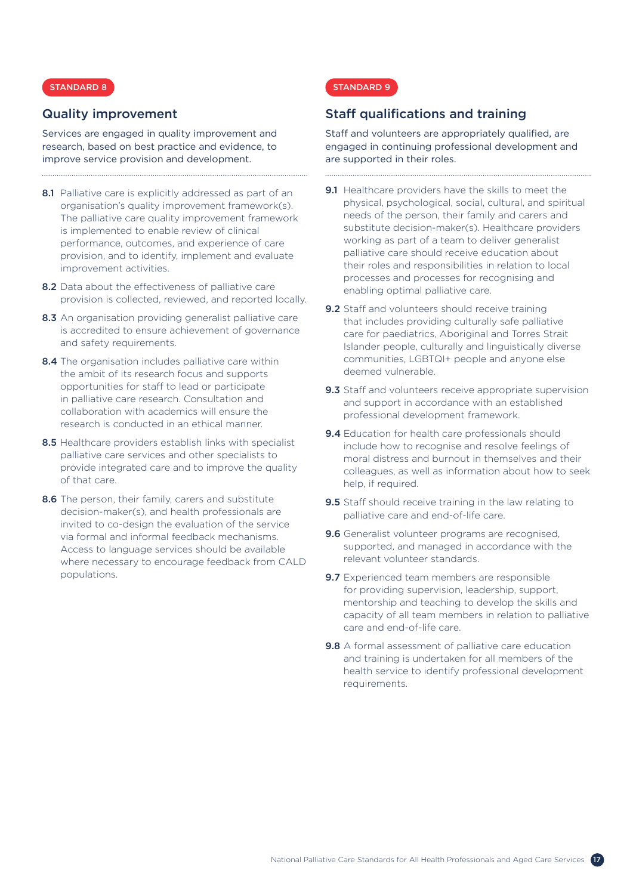STANDARD 8

## Quality improvement

Services are engaged in quality improvement and research, based on best practice and evidence, to improve service provision and development.

**8.1** Palliative care is explicitly addressed as part of an organisation's quality improvement framework(s). The palliative care quality improvement framework is implemented to enable review of clinical performance, outcomes, and experience of care provision, and to identify, implement and evaluate improvement activities.

**8.2** Data about the effectiveness of palliative care provision is collected, reviewed, and reported locally.

**8.3** An organisation providing generalist palliative care is accredited to ensure achievement of governance and safety requirements.

**8.4** The organisation includes palliative care within the ambit of its research focus and supports opportunities for staff to lead or participate in palliative care research. Consultation and collaboration with academics will ensure the research is conducted in an ethical manner.

**8.5** Healthcare providers establish links with specialist palliative care services and other specialists to provide integrated care and to improve the quality of that care.

**8.6** The person, their family, carers and substitute decision-maker(s), and health professionals are invited to co-design the evaluation of the service via formal and informal feedback mechanisms. Access to language services should be available where necessary to encourage feedback from CALD populations.

STANDARD 9

## Staff qualifications and training

Staff and volunteers are appropriately qualified, are engaged in continuing professional development and are supported in their roles.

**9.1** Healthcare providers have the skills to meet the physical, psychological, social, cultural, and spiritual needs of the person, their family and carers and substitute decision-maker(s). Healthcare providers working as part of a team to deliver generalist palliative care should receive education about their roles and responsibilities in relation to local processes and processes for recognising and enabling optimal palliative care.

**9.2** Staff and volunteers should receive training that includes providing culturally safe palliative care for paediatrics, Aboriginal and Torres Strait Islander people, culturally and linguistically diverse communities, LGBTQI+ people and anyone else deemed vulnerable.

**9.3** Staff and volunteers receive appropriate supervision and support in accordance with an established professional development framework.

**9.4** Education for health care professionals should include how to recognise and resolve feelings of moral distress and burnout in themselves and their colleagues, as well as information about how to seek help, if required.

**9.5** Staff should receive training in the law relating to palliative care and end-of-life care.

**9.6** Generalist volunteer programs are recognised, supported, and managed in accordance with the relevant volunteer standards.

**9.7** Experienced team members are responsible for providing supervision, leadership, support, mentorship and teaching to develop the skills and capacity of all team members in relation to palliative care and end-of-life care.

**9.8** A formal assessment of palliative care education and training is undertaken for all members of the health service to identify professional development requirements.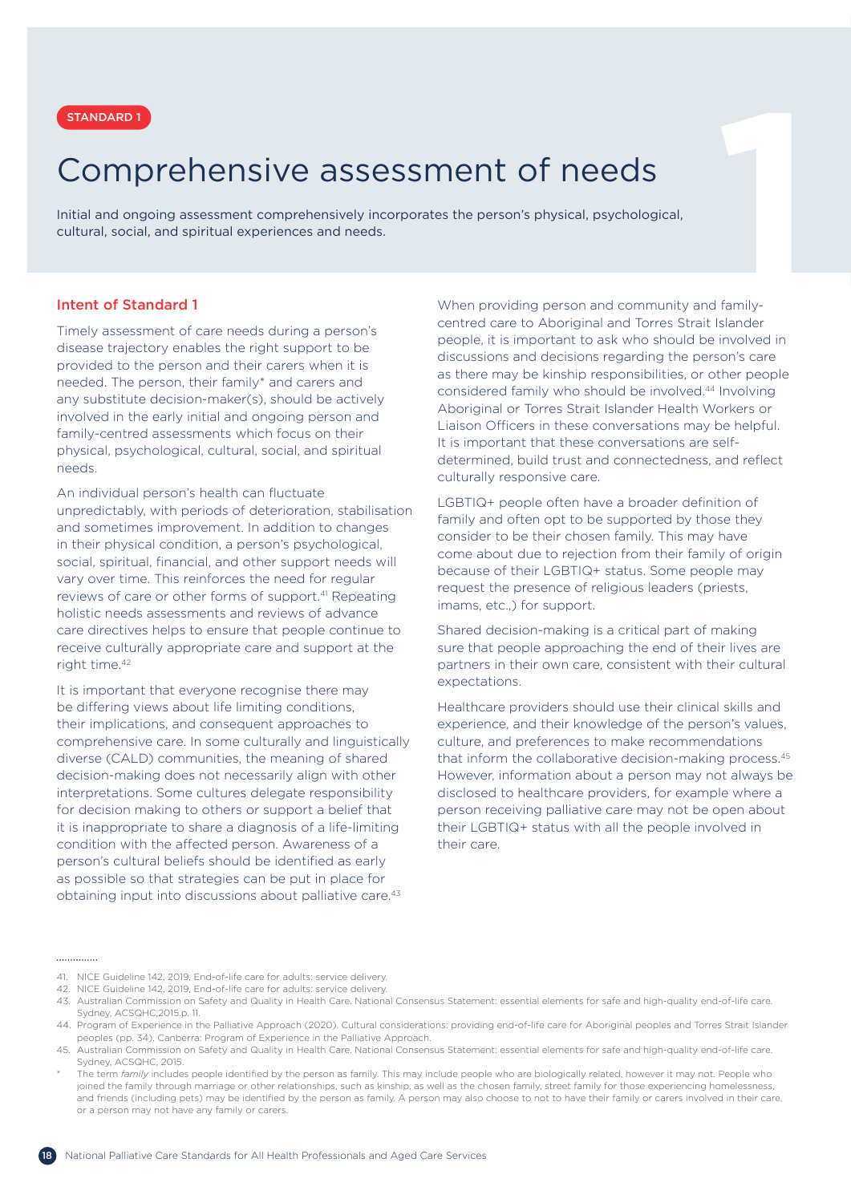STANDARD 1

# Comprehensive assessment of needs

Initial and ongoing assessment comprehensively incorporates the person's physical, psychological, cultural, social, and spiritual experiences and needs.

## Intent of Standard 1

Timely assessment of care needs during a person's disease trajectory enables the right support to be provided to the person and their carers when it is needed. The person, their family* and carers and any substitute decision-maker(s), should be actively involved in the early initial and ongoing person and family-centred assessments which focus on their physical, psychological, cultural, social, and spiritual needs.

An individual person's health can fluctuate unpredictably, with periods of deterioration, stabilisation and sometimes improvement. In addition to changes in their physical condition, a person's psychological, social, spiritual, financial, and other support needs will vary over time. This reinforces the need for regular reviews of care or other forms of support.[41] Repeating holistic needs assessments and reviews of advance care directives helps to ensure that people continue to receive culturally appropriate care and support at the right time.[42]

It is important that everyone recognise there may be differing views about life limiting conditions, their implications, and consequent approaches to comprehensive care. In some culturally and linguistically diverse (CALD) communities, the meaning of shared decision-making does not necessarily align with other interpretations. Some cultures delegate responsibility for decision making to others or support a belief that it is inappropriate to share a diagnosis of a life-limiting condition with the affected person. Awareness of a person's cultural beliefs should be identified as early as possible so that strategies can be put in place for obtaining input into discussions about palliative care.[43]

When providing person and community and family-centred care to Aboriginal and Torres Strait Islander people, it is important to ask who should be involved in discussions and decisions regarding the person's care as there may be kinship responsibilities, or other people considered family who should be involved.[44] Involving Aboriginal or Torres Strait Islander Health Workers or Liaison Officers in these conversations may be helpful. It is important that these conversations are self-determined, build trust and connectedness, and reflect culturally responsive care.

LGBTIQ+ people often have a broader definition of family and often opt to be supported by those they consider to be their chosen family. This may have come about due to rejection from their family of origin because of their LGBTIQ+ status. Some people may request the presence of religious leaders (priests, imams, etc.,) for support.

Shared decision-making is a critical part of making sure that people approaching the end of their lives are partners in their own care, consistent with their cultural expectations.

Healthcare providers should use their clinical skills and experience, and their knowledge of the person's values, culture, and preferences to make recommendations that inform the collaborative decision-making process.[45] However, information about a person may not always be disclosed to healthcare providers, for example where a person receiving palliative care may not be open about their LGBTIQ+ status with all the people involved in their care.

---

41. NICE Guideline 142, 2019, End-of-life care for adults: service delivery.
42. NICE Guideline 142, 2019, End-of-life care for adults: service delivery.
43. Australian Commission on Safety and Quality in Health Care. National Consensus Statement: essential elements for safe and high-quality end-of-life care. Sydney, ACSQHC,2015.p. 11.
44. Program of Experience in the Palliative Approach (2020). Cultural considerations: providing end-of-life care for Aboriginal peoples and Torres Strait Islander peoples (pp. 34). Canberra: Program of Experience in the Palliative Approach.
45. Australian Commission on Safety and Quality in Health Care. National Consensus Statement: essential elements for safe and high-quality end-of-life care. Sydney, ACSQHC, 2015.

\* The term *family* includes people identified by the person as family. This may include people who are biologically related, however it may not. People who joined the family through marriage or other relationships, such as kinship, as well as the chosen family, street family for those experiencing homelessness, and friends (including pets) may be identified by the person as family. A person may also choose to not to have their family or carers involved in their care, or a person may not have any family or carers.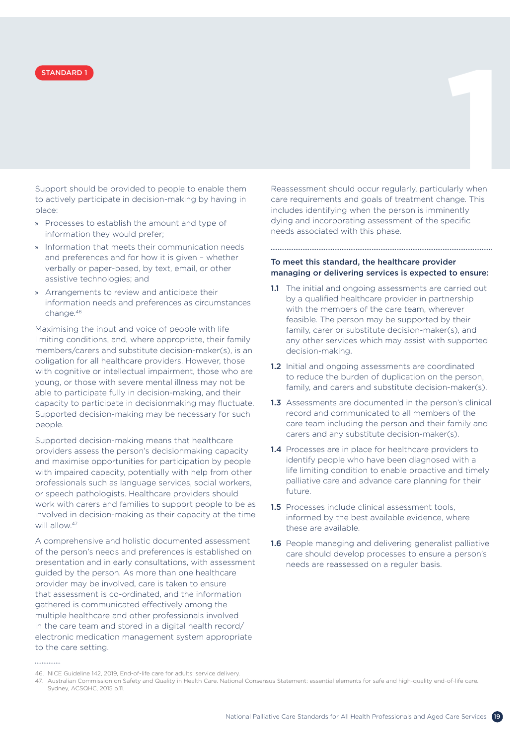STANDARD 1

Support should be provided to people to enable them to actively participate in decision-making by having in place:

- Processes to establish the amount and type of information they would prefer;
- Information that meets their communication needs and preferences and for how it is given – whether verbally or paper-based, by text, email, or other assistive technologies; and
- Arrangements to review and anticipate their information needs and preferences as circumstances change.[46]

Maximising the input and voice of people with life limiting conditions, and, where appropriate, their family members/carers and substitute decision-maker(s), is an obligation for all healthcare providers. However, those with cognitive or intellectual impairment, those who are young, or those with severe mental illness may not be able to participate fully in decision-making, and their capacity to participate in decisionmaking may fluctuate. Supported decision-making may be necessary for such people.

Supported decision-making means that healthcare providers assess the person's decisionmaking capacity and maximise opportunities for participation by people with impaired capacity, potentially with help from other professionals such as language services, social workers, or speech pathologists. Healthcare providers should work with carers and families to support people to be as involved in decision-making as their capacity at the time will allow.[47]

A comprehensive and holistic documented assessment of the person's needs and preferences is established on presentation and in early consultations, with assessment guided by the person. As more than one healthcare provider may be involved, care is taken to ensure that assessment is co-ordinated, and the information gathered is communicated effectively among the multiple healthcare and other professionals involved in the care team and stored in a digital health record/ electronic medication management system appropriate to the care setting.

Reassessment should occur regularly, particularly when care requirements and goals of treatment change. This includes identifying when the person is imminently dying and incorporating assessment of the specific needs associated with this phase.

**To meet this standard, the healthcare provider managing or delivering services is expected to ensure:**

**1.1** The initial and ongoing assessments are carried out by a qualified healthcare provider in partnership with the members of the care team, wherever feasible. The person may be supported by their family, carer or substitute decision-maker(s), and any other services which may assist with supported decision-making.

**1.2** Initial and ongoing assessments are coordinated to reduce the burden of duplication on the person, family, and carers and substitute decision-maker(s).

**1.3** Assessments are documented in the person's clinical record and communicated to all members of the care team including the person and their family and carers and any substitute decision-maker(s).

**1.4** Processes are in place for healthcare providers to identify people who have been diagnosed with a life limiting condition to enable proactive and timely palliative care and advance care planning for their future.

**1.5** Processes include clinical assessment tools, informed by the best available evidence, where these are available.

**1.6** People managing and delivering generalist palliative care should develop processes to ensure a person's needs are reassessed on a regular basis.

46. NICE Guideline 142, 2019, End-of-life care for adults: service delivery.
47. Australian Commission on Safety and Quality in Health Care. National Consensus Statement: essential elements for safe and high-quality end-of-life care. Sydney, ACSQHC, 2015 p.11.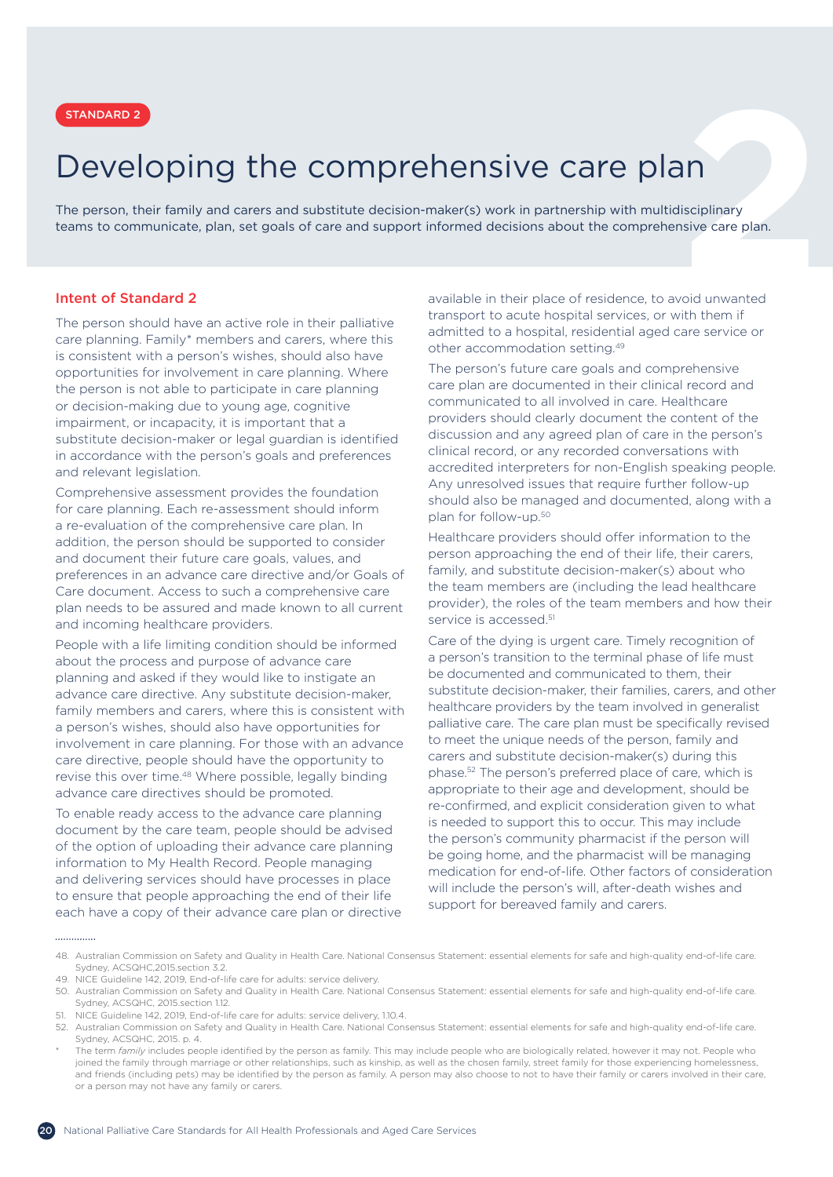STANDARD 2

# Developing the comprehensive care plan

The person, their family and carers and substitute decision-maker(s) work in partnership with multidisciplinary teams to communicate, plan, set goals of care and support informed decisions about the comprehensive care plan.

## Intent of Standard 2

The person should have an active role in their palliative care planning. Family* members and carers, where this is consistent with a person's wishes, should also have opportunities for involvement in care planning. Where the person is not able to participate in care planning or decision-making due to young age, cognitive impairment, or incapacity, it is important that a substitute decision-maker or legal guardian is identified in accordance with the person's goals and preferences and relevant legislation.

Comprehensive assessment provides the foundation for care planning. Each re-assessment should inform a re-evaluation of the comprehensive care plan. In addition, the person should be supported to consider and document their future care goals, values, and preferences in an advance care directive and/or Goals of Care document. Access to such a comprehensive care plan needs to be assured and made known to all current and incoming healthcare providers.

People with a life limiting condition should be informed about the process and purpose of advance care planning and asked if they would like to instigate an advance care directive. Any substitute decision-maker, family members and carers, where this is consistent with a person's wishes, should also have opportunities for involvement in care planning. For those with an advance care directive, people should have the opportunity to revise this over time.[48] Where possible, legally binding advance care directives should be promoted.

To enable ready access to the advance care planning document by the care team, people should be advised of the option of uploading their advance care planning information to My Health Record. People managing and delivering services should have processes in place to ensure that people approaching the end of their life each have a copy of their advance care plan or directive available in their place of residence, to avoid unwanted transport to acute hospital services, or with them if admitted to a hospital, residential aged care service or other accommodation setting.[49]

The person's future care goals and comprehensive care plan are documented in their clinical record and communicated to all involved in care. Healthcare providers should clearly document the content of the discussion and any agreed plan of care in the person's clinical record, or any recorded conversations with accredited interpreters for non-English speaking people. Any unresolved issues that require further follow-up should also be managed and documented, along with a plan for follow-up.[50]

Healthcare providers should offer information to the person approaching the end of their life, their carers, family, and substitute decision-maker(s) about who the team members are (including the lead healthcare provider), the roles of the team members and how their service is accessed.[51]

Care of the dying is urgent care. Timely recognition of a person's transition to the terminal phase of life must be documented and communicated to them, their substitute decision-maker, their families, carers, and other healthcare providers by the team involved in generalist palliative care. The care plan must be specifically revised to meet the unique needs of the person, family and carers and substitute decision-maker(s) during this phase.[52] The person's preferred place of care, which is appropriate to their age and development, should be re-confirmed, and explicit consideration given to what is needed to support this to occur. This may include the person's community pharmacist if the person will be going home, and the pharmacist will be managing medication for end-of-life. Other factors of consideration will include the person's will, after-death wishes and support for bereaved family and carers.

---

48. Australian Commission on Safety and Quality in Health Care. National Consensus Statement: essential elements for safe and high-quality end-of-life care. Sydney, ACSQHC,2015.section 3.2.
49. NICE Guideline 142, 2019, End-of-life care for adults: service delivery.
50. Australian Commission on Safety and Quality in Health Care. National Consensus Statement: essential elements for safe and high-quality end-of-life care. Sydney, ACSQHC, 2015.section 1.12.
51. NICE Guideline 142, 2019, End-of-life care for adults: service delivery, 1.10.4.
52. Australian Commission on Safety and Quality in Health Care. National Consensus Statement: essential elements for safe and high-quality end-of-life care. Sydney, ACSQHC, 2015. p. 4.

\* The term *family* includes people identified by the person as family. This may include people who are biologically related, however it may not. People who joined the family through marriage or other relationships, such as kinship, as well as the chosen family, street family for those experiencing homelessness, and friends (including pets) may be identified by the person as family. A person may also choose to not to have their family or carers involved in their care, or a person may not have any family or carers.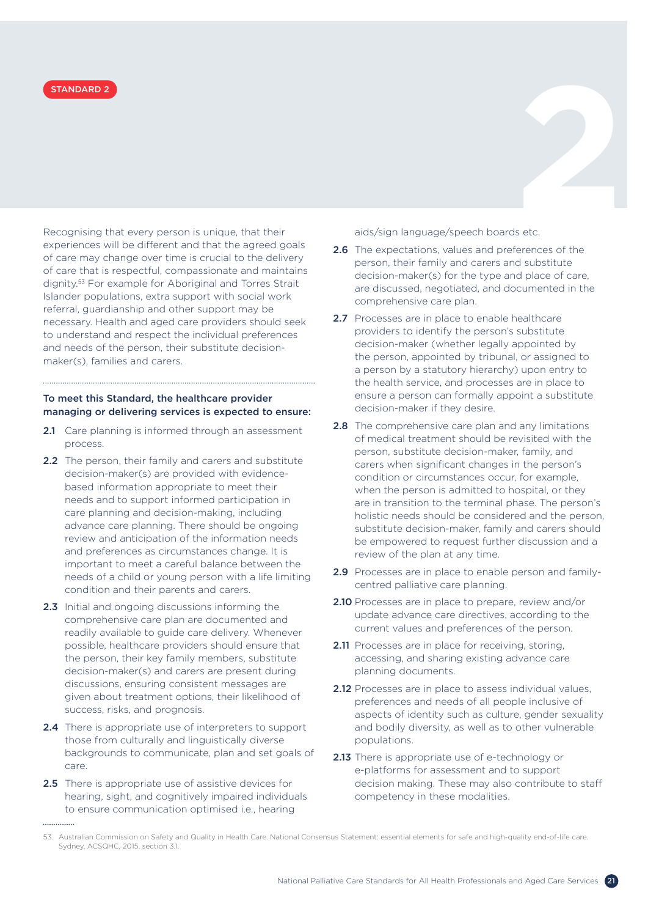STANDARD 2

Recognising that every person is unique, that their experiences will be different and that the agreed goals of care may change over time is crucial to the delivery of care that is respectful, compassionate and maintains dignity.[53] For example for Aboriginal and Torres Strait Islander populations, extra support with social work referral, guardianship and other support may be necessary. Health and aged care providers should seek to understand and respect the individual preferences and needs of the person, their substitute decision-maker(s), families and carers.

**To meet this Standard, the healthcare provider managing or delivering services is expected to ensure:**

**2.1** Care planning is informed through an assessment process.

**2.2** The person, their family and carers and substitute decision-maker(s) are provided with evidence-based information appropriate to meet their needs and to support informed participation in care planning and decision-making, including advance care planning. There should be ongoing review and anticipation of the information needs and preferences as circumstances change. It is important to meet a careful balance between the needs of a child or young person with a life limiting condition and their parents and carers.

**2.3** Initial and ongoing discussions informing the comprehensive care plan are documented and readily available to guide care delivery. Whenever possible, healthcare providers should ensure that the person, their key family members, substitute decision-maker(s) and carers are present during discussions, ensuring consistent messages are given about treatment options, their likelihood of success, risks, and prognosis.

**2.4** There is appropriate use of interpreters to support those from culturally and linguistically diverse backgrounds to communicate, plan and set goals of care.

**2.5** There is appropriate use of assistive devices for hearing, sight, and cognitively impaired individuals to ensure communication optimised i.e., hearing aids/sign language/speech boards etc.

**2.6** The expectations, values and preferences of the person, their family and carers and substitute decision-maker(s) for the type and place of care, are discussed, negotiated, and documented in the comprehensive care plan.

**2.7** Processes are in place to enable healthcare providers to identify the person's substitute decision-maker (whether legally appointed by the person, appointed by tribunal, or assigned to a person by a statutory hierarchy) upon entry to the health service, and processes are in place to ensure a person can formally appoint a substitute decision-maker if they desire.

**2.8** The comprehensive care plan and any limitations of medical treatment should be revisited with the person, substitute decision-maker, family, and carers when significant changes in the person's condition or circumstances occur, for example, when the person is admitted to hospital, or they are in transition to the terminal phase. The person's holistic needs should be considered and the person, substitute decision-maker, family and carers should be empowered to request further discussion and a review of the plan at any time.

**2.9** Processes are in place to enable person and family-centred palliative care planning.

**2.10** Processes are in place to prepare, review and/or update advance care directives, according to the current values and preferences of the person.

**2.11** Processes are in place for receiving, storing, accessing, and sharing existing advance care planning documents.

**2.12** Processes are in place to assess individual values, preferences and needs of all people inclusive of aspects of identity such as culture, gender sexuality and bodily diversity, as well as to other vulnerable populations.

**2.13** There is appropriate use of e-technology or e-platforms for assessment and to support decision making. These may also contribute to staff competency in these modalities.

53. Australian Commission on Safety and Quality in Health Care. National Consensus Statement: essential elements for safe and high-quality end-of-life care. Sydney, ACSQHC, 2015. section 3.1.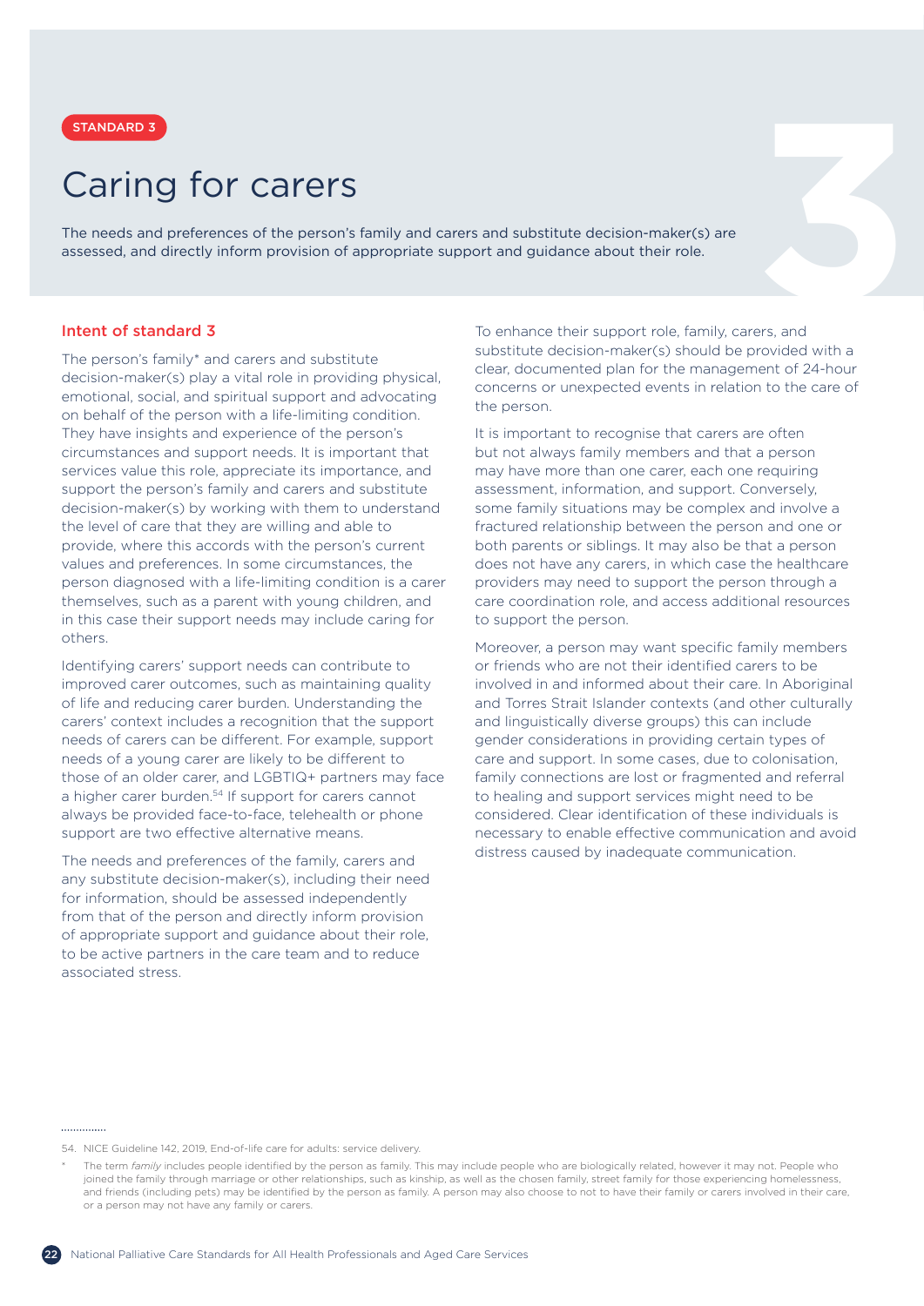STANDARD 3

# Caring for carers

The needs and preferences of the person's family and carers and substitute decision-maker(s) are assessed, and directly inform provision of appropriate support and guidance about their role.

## Intent of standard 3

The person's family* and carers and substitute decision-maker(s) play a vital role in providing physical, emotional, social, and spiritual support and advocating on behalf of the person with a life-limiting condition. They have insights and experience of the person's circumstances and support needs. It is important that services value this role, appreciate its importance, and support the person's family and carers and substitute decision-maker(s) by working with them to understand the level of care that they are willing and able to provide, where this accords with the person's current values and preferences. In some circumstances, the person diagnosed with a life-limiting condition is a carer themselves, such as a parent with young children, and in this case their support needs may include caring for others.

Identifying carers' support needs can contribute to improved carer outcomes, such as maintaining quality of life and reducing carer burden. Understanding the carers' context includes a recognition that the support needs of carers can be different. For example, support needs of a young carer are likely to be different to those of an older carer, and LGBTIQ+ partners may face a higher carer burden.[54] If support for carers cannot always be provided face-to-face, telehealth or phone support are two effective alternative means.

The needs and preferences of the family, carers and any substitute decision-maker(s), including their need for information, should be assessed independently from that of the person and directly inform provision of appropriate support and guidance about their role, to be active partners in the care team and to reduce associated stress.

To enhance their support role, family, carers, and substitute decision-maker(s) should be provided with a clear, documented plan for the management of 24-hour concerns or unexpected events in relation to the care of the person.

It is important to recognise that carers are often but not always family members and that a person may have more than one carer, each one requiring assessment, information, and support. Conversely, some family situations may be complex and involve a fractured relationship between the person and one or both parents or siblings. It may also be that a person does not have any carers, in which case the healthcare providers may need to support the person through a care coordination role, and access additional resources to support the person.

Moreover, a person may want specific family members or friends who are not their identified carers to be involved in and informed about their care. In Aboriginal and Torres Strait Islander contexts (and other culturally and linguistically diverse groups) this can include gender considerations in providing certain types of care and support. In some cases, due to colonisation, family connections are lost or fragmented and referral to healing and support services might need to be considered. Clear identification of these individuals is necessary to enable effective communication and avoid distress caused by inadequate communication.

---

54. NICE Guideline 142, 2019, End-of-life care for adults: service delivery.

\* The term *family* includes people identified by the person as family. This may include people who are biologically related, however it may not. People who joined the family through marriage or other relationships, such as kinship, as well as the chosen family, street family for those experiencing homelessness, and friends (including pets) may be identified by the person as family. A person may also choose to not to have their family or carers involved in their care, or a person may not have any family or carers.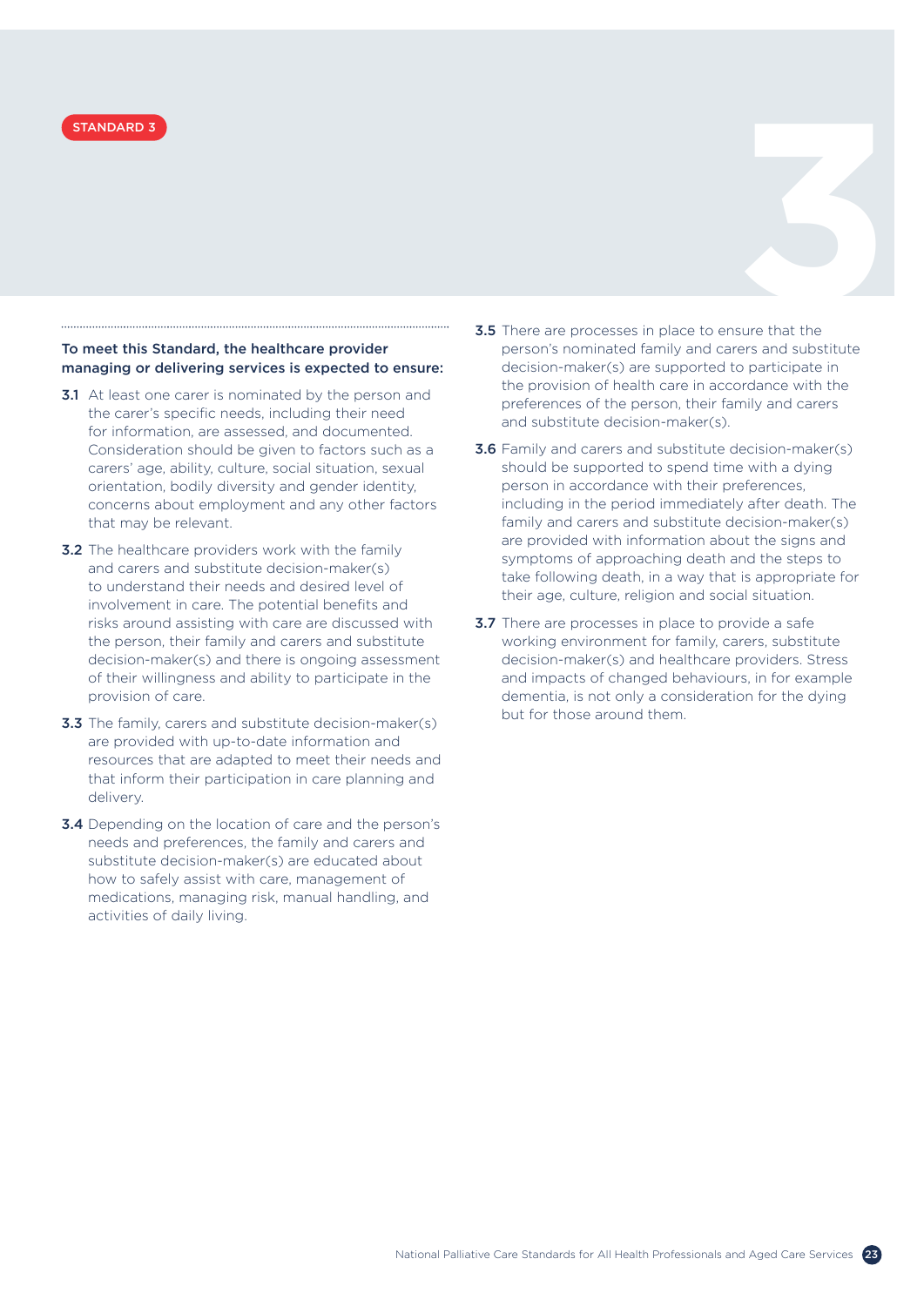STANDARD 3

**To meet this Standard, the healthcare provider managing or delivering services is expected to ensure:**

**3.1** At least one carer is nominated by the person and the carer's specific needs, including their need for information, are assessed, and documented. Consideration should be given to factors such as a carers' age, ability, culture, social situation, sexual orientation, bodily diversity and gender identity, concerns about employment and any other factors that may be relevant.

**3.2** The healthcare providers work with the family and carers and substitute decision-maker(s) to understand their needs and desired level of involvement in care. The potential benefits and risks around assisting with care are discussed with the person, their family and carers and substitute decision-maker(s) and there is ongoing assessment of their willingness and ability to participate in the provision of care.

**3.3** The family, carers and substitute decision-maker(s) are provided with up-to-date information and resources that are adapted to meet their needs and that inform their participation in care planning and delivery.

**3.4** Depending on the location of care and the person's needs and preferences, the family and carers and substitute decision-maker(s) are educated about how to safely assist with care, management of medications, managing risk, manual handling, and activities of daily living.

**3.5** There are processes in place to ensure that the person's nominated family and carers and substitute decision-maker(s) are supported to participate in the provision of health care in accordance with the preferences of the person, their family and carers and substitute decision-maker(s).

**3.6** Family and carers and substitute decision-maker(s) should be supported to spend time with a dying person in accordance with their preferences, including in the period immediately after death. The family and carers and substitute decision-maker(s) are provided with information about the signs and symptoms of approaching death and the steps to take following death, in a way that is appropriate for their age, culture, religion and social situation.

**3.7** There are processes in place to provide a safe working environment for family, carers, substitute decision-maker(s) and healthcare providers. Stress and impacts of changed behaviours, in for example dementia, is not only a consideration for the dying but for those around them.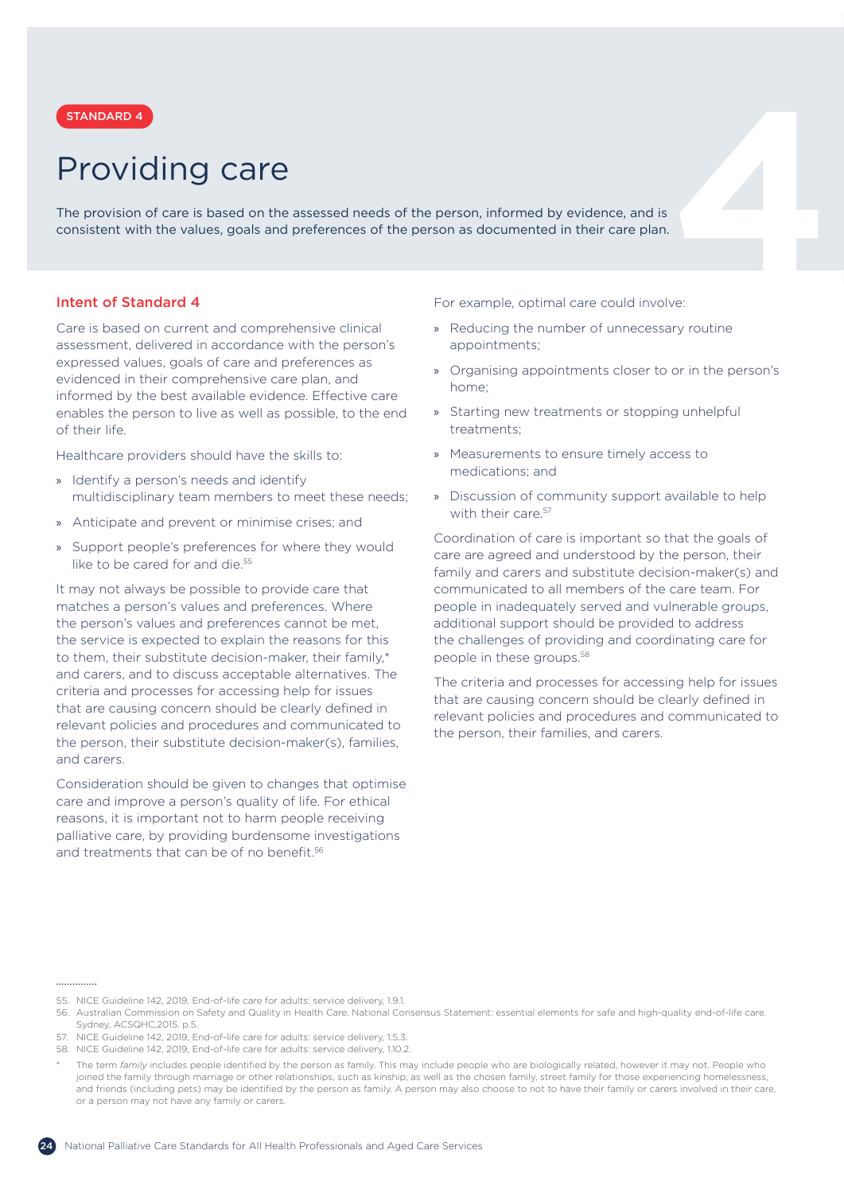STANDARD 4

# Providing care

The provision of care is based on the assessed needs of the person, informed by evidence, and is consistent with the values, goals and preferences of the person as documented in their care plan.

## Intent of Standard 4

Care is based on current and comprehensive clinical assessment, delivered in accordance with the person's expressed values, goals of care and preferences as evidenced in their comprehensive care plan, and informed by the best available evidence. Effective care enables the person to live as well as possible, to the end of their life.

Healthcare providers should have the skills to:

» Identify a person's needs and identify multidisciplinary team members to meet these needs;

» Anticipate and prevent or minimise crises; and

» Support people's preferences for where they would like to be cared for and die.[55]

It may not always be possible to provide care that matches a person's values and preferences. Where the person's values and preferences cannot be met, the service is expected to explain the reasons for this to them, their substitute decision-maker, their family,* and carers, and to discuss acceptable alternatives. The criteria and processes for accessing help for issues that are causing concern should be clearly defined in relevant policies and procedures and communicated to the person, their substitute decision-maker(s), families, and carers.

Consideration should be given to changes that optimise care and improve a person's quality of life. For ethical reasons, it is important not to harm people receiving palliative care, by providing burdensome investigations and treatments that can be of no benefit.[56]

For example, optimal care could involve:

» Reducing the number of unnecessary routine appointments;

» Organising appointments closer to or in the person's home;

» Starting new treatments or stopping unhelpful treatments;

» Measurements to ensure timely access to medications; and

» Discussion of community support available to help with their care.[57]

Coordination of care is important so that the goals of care are agreed and understood by the person, their family and carers and substitute decision-maker(s) and communicated to all members of the care team. For people in inadequately served and vulnerable groups, additional support should be provided to address the challenges of providing and coordinating care for people in these groups.[58]

The criteria and processes for accessing help for issues that are causing concern should be clearly defined in relevant policies and procedures and communicated to the person, their families, and carers.

55. NICE Guideline 142, 2019, End-of-life care for adults: service delivery, 1.9.1.
56. Australian Commission on Safety and Quality in Health Care. National Consensus Statement: essential elements for safe and high-quality end-of-life care. Sydney, ACSQHC,2015. p.5.
57. NICE Guideline 142, 2019, End-of-life care for adults: service delivery, 1.5.3.
58. NICE Guideline 142, 2019, End-of-life care for adults: service delivery, 1.10.2.

\* The term *family* includes people identified by the person as family. This may include people who are biologically related, however it may not. People who joined the family through marriage or other relationships, such as kinship, as well as the chosen family, street family for those experiencing homelessness, and friends (including pets) may be identified by the person as family. A person may also choose to not to have their family or carers involved in their care, or a person may not have any family or carers.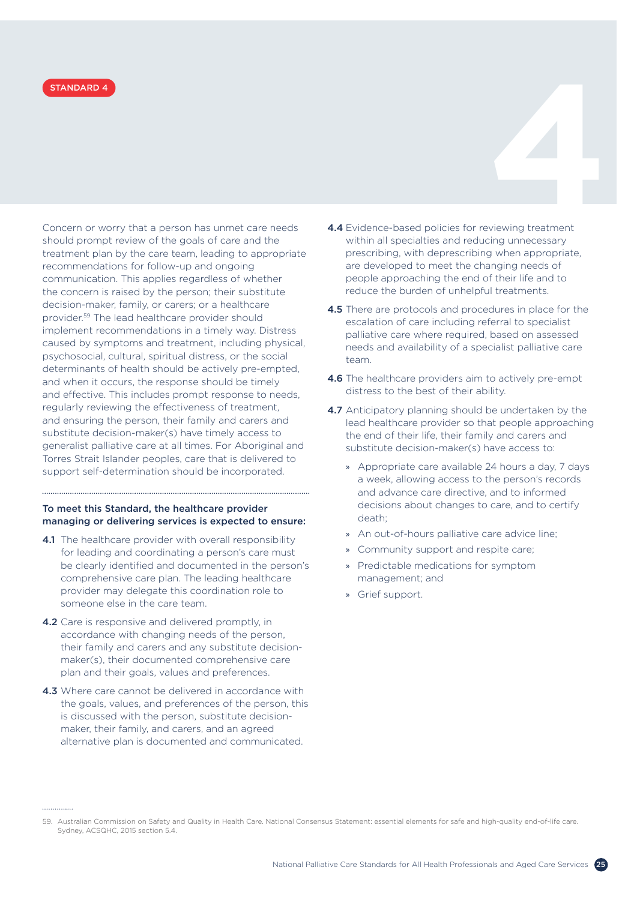STANDARD 4

# 4

Concern or worry that a person has unmet care needs should prompt review of the goals of care and the treatment plan by the care team, leading to appropriate recommendations for follow-up and ongoing communication. This applies regardless of whether the concern is raised by the person; their substitute decision-maker, family, or carers; or a healthcare provider.[59] The lead healthcare provider should implement recommendations in a timely way. Distress caused by symptoms and treatment, including physical, psychosocial, cultural, spiritual distress, or the social determinants of health should be actively pre-empted, and when it occurs, the response should be timely and effective. This includes prompt response to needs, regularly reviewing the effectiveness of treatment, and ensuring the person, their family and carers and substitute decision-maker(s) have timely access to generalist palliative care at all times. For Aboriginal and Torres Strait Islander peoples, care that is delivered to support self-determination should be incorporated.

**To meet this Standard, the healthcare provider managing or delivering services is expected to ensure:**

**4.1** The healthcare provider with overall responsibility for leading and coordinating a person's care must be clearly identified and documented in the person's comprehensive care plan. The leading healthcare provider may delegate this coordination role to someone else in the care team.

**4.2** Care is responsive and delivered promptly, in accordance with changing needs of the person, their family and carers and any substitute decision-maker(s), their documented comprehensive care plan and their goals, values and preferences.

**4.3** Where care cannot be delivered in accordance with the goals, values, and preferences of the person, this is discussed with the person, substitute decision-maker, their family, and carers, and an agreed alternative plan is documented and communicated.

**4.4** Evidence-based policies for reviewing treatment within all specialties and reducing unnecessary prescribing, with deprescribing when appropriate, are developed to meet the changing needs of people approaching the end of their life and to reduce the burden of unhelpful treatments.

**4.5** There are protocols and procedures in place for the escalation of care including referral to specialist palliative care where required, based on assessed needs and availability of a specialist palliative care team.

**4.6** The healthcare providers aim to actively pre-empt distress to the best of their ability.

**4.7** Anticipatory planning should be undertaken by the lead healthcare provider so that people approaching the end of their life, their family and carers and substitute decision-maker(s) have access to:

- Appropriate care available 24 hours a day, 7 days a week, allowing access to the person's records and advance care directive, and to informed decisions about changes to care, and to certify death;
- An out-of-hours palliative care advice line;
- Community support and respite care;
- Predictable medications for symptom management; and
- Grief support.

59. Australian Commission on Safety and Quality in Health Care. National Consensus Statement: essential elements for safe and high-quality end-of-life care. Sydney, ACSQHC, 2015 section 5.4.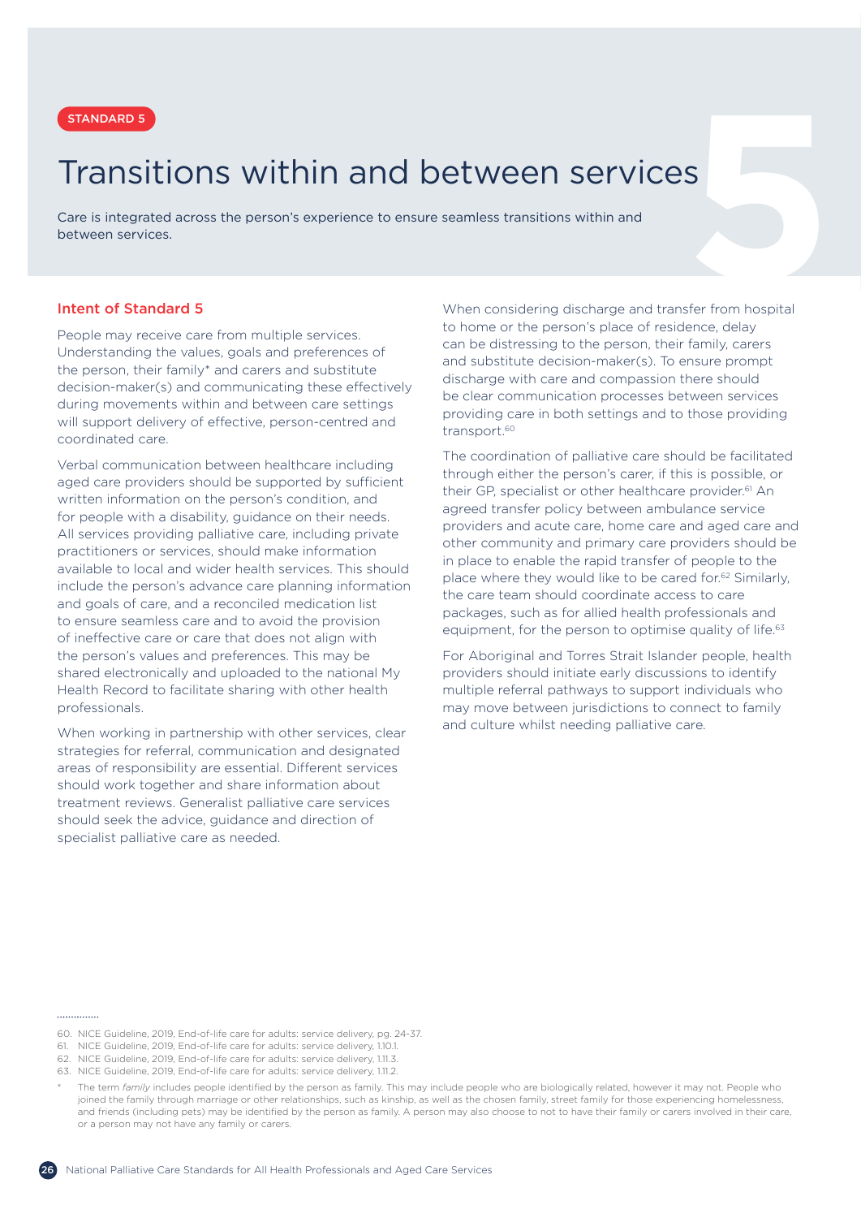STANDARD 5

# Transitions within and between services

Care is integrated across the person's experience to ensure seamless transitions within and between services.

## Intent of Standard 5

People may receive care from multiple services. Understanding the values, goals and preferences of the person, their family* and carers and substitute decision-maker(s) and communicating these effectively during movements within and between care settings will support delivery of effective, person-centred and coordinated care.

Verbal communication between healthcare including aged care providers should be supported by sufficient written information on the person's condition, and for people with a disability, guidance on their needs. All services providing palliative care, including private practitioners or services, should make information available to local and wider health services. This should include the person's advance care planning information and goals of care, and a reconciled medication list to ensure seamless care and to avoid the provision of ineffective care or care that does not align with the person's values and preferences. This may be shared electronically and uploaded to the national My Health Record to facilitate sharing with other health professionals.

When working in partnership with other services, clear strategies for referral, communication and designated areas of responsibility are essential. Different services should work together and share information about treatment reviews. Generalist palliative care services should seek the advice, guidance and direction of specialist palliative care as needed.

When considering discharge and transfer from hospital to home or the person's place of residence, delay can be distressing to the person, their family, carers and substitute decision-maker(s). To ensure prompt discharge with care and compassion there should be clear communication processes between services providing care in both settings and to those providing transport.[60]

The coordination of palliative care should be facilitated through either the person's carer, if this is possible, or their GP, specialist or other healthcare provider.[61] An agreed transfer policy between ambulance service providers and acute care, home care and aged care and other community and primary care providers should be in place to enable the rapid transfer of people to the place where they would like to be cared for.[62] Similarly, the care team should coordinate access to care packages, such as for allied health professionals and equipment, for the person to optimise quality of life.[63]

For Aboriginal and Torres Strait Islander people, health providers should initiate early discussions to identify multiple referral pathways to support individuals who may move between jurisdictions to connect to family and culture whilst needing palliative care.

---

60. NICE Guideline, 2019, End-of-life care for adults: service delivery, pg. 24-37.
61. NICE Guideline, 2019, End-of-life care for adults: service delivery, 1.10.1.
62. NICE Guideline, 2019, End-of-life care for adults: service delivery, 1.11.3.
63. NICE Guideline, 2019, End-of-life care for adults: service delivery, 1.11.2.

\* The term *family* includes people identified by the person as family. This may include people who are biologically related, however it may not. People who joined the family through marriage or other relationships, such as kinship, as well as the chosen family, street family for those experiencing homelessness, and friends (including pets) may be identified by the person as family. A person may also choose to not to have their family or carers involved in their care, or a person may not have any family or carers.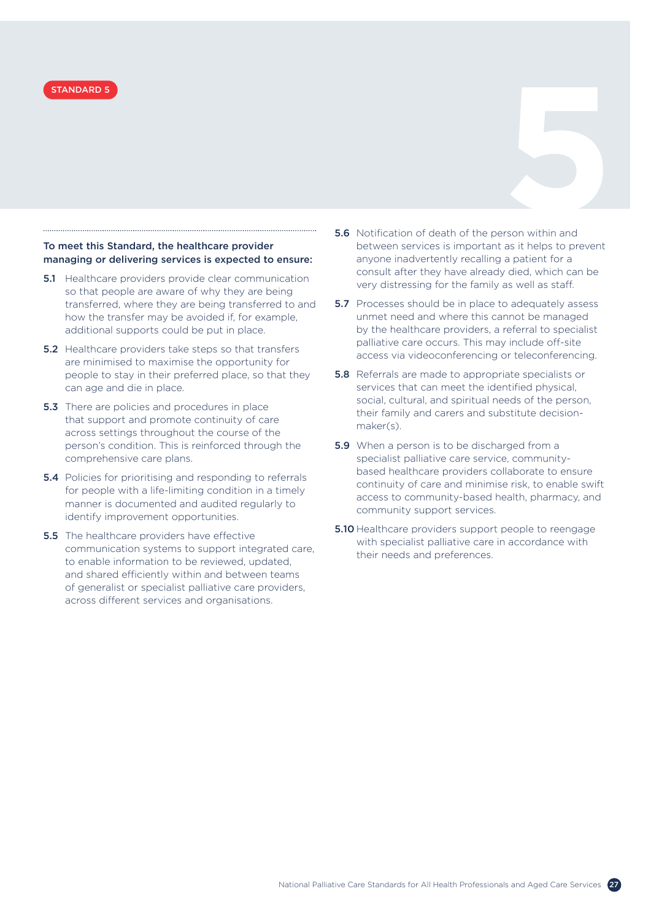STANDARD 5

**To meet this Standard, the healthcare provider managing or delivering services is expected to ensure:**

**5.1** Healthcare providers provide clear communication so that people are aware of why they are being transferred, where they are being transferred to and how the transfer may be avoided if, for example, additional supports could be put in place.

**5.2** Healthcare providers take steps so that transfers are minimised to maximise the opportunity for people to stay in their preferred place, so that they can age and die in place.

**5.3** There are policies and procedures in place that support and promote continuity of care across settings throughout the course of the person's condition. This is reinforced through the comprehensive care plans.

**5.4** Policies for prioritising and responding to referrals for people with a life-limiting condition in a timely manner is documented and audited regularly to identify improvement opportunities.

**5.5** The healthcare providers have effective communication systems to support integrated care, to enable information to be reviewed, updated, and shared efficiently within and between teams of generalist or specialist palliative care providers, across different services and organisations.

**5.6** Notification of death of the person within and between services is important as it helps to prevent anyone inadvertently recalling a patient for a consult after they have already died, which can be very distressing for the family as well as staff.

**5.7** Processes should be in place to adequately assess unmet need and where this cannot be managed by the healthcare providers, a referral to specialist palliative care occurs. This may include off-site access via videoconferencing or teleconferencing.

**5.8** Referrals are made to appropriate specialists or services that can meet the identified physical, social, cultural, and spiritual needs of the person, their family and carers and substitute decision-maker(s).

**5.9** When a person is to be discharged from a specialist palliative care service, community-based healthcare providers collaborate to ensure continuity of care and minimise risk, to enable swift access to community-based health, pharmacy, and community support services.

**5.10** Healthcare providers support people to reengage with specialist palliative care in accordance with their needs and preferences.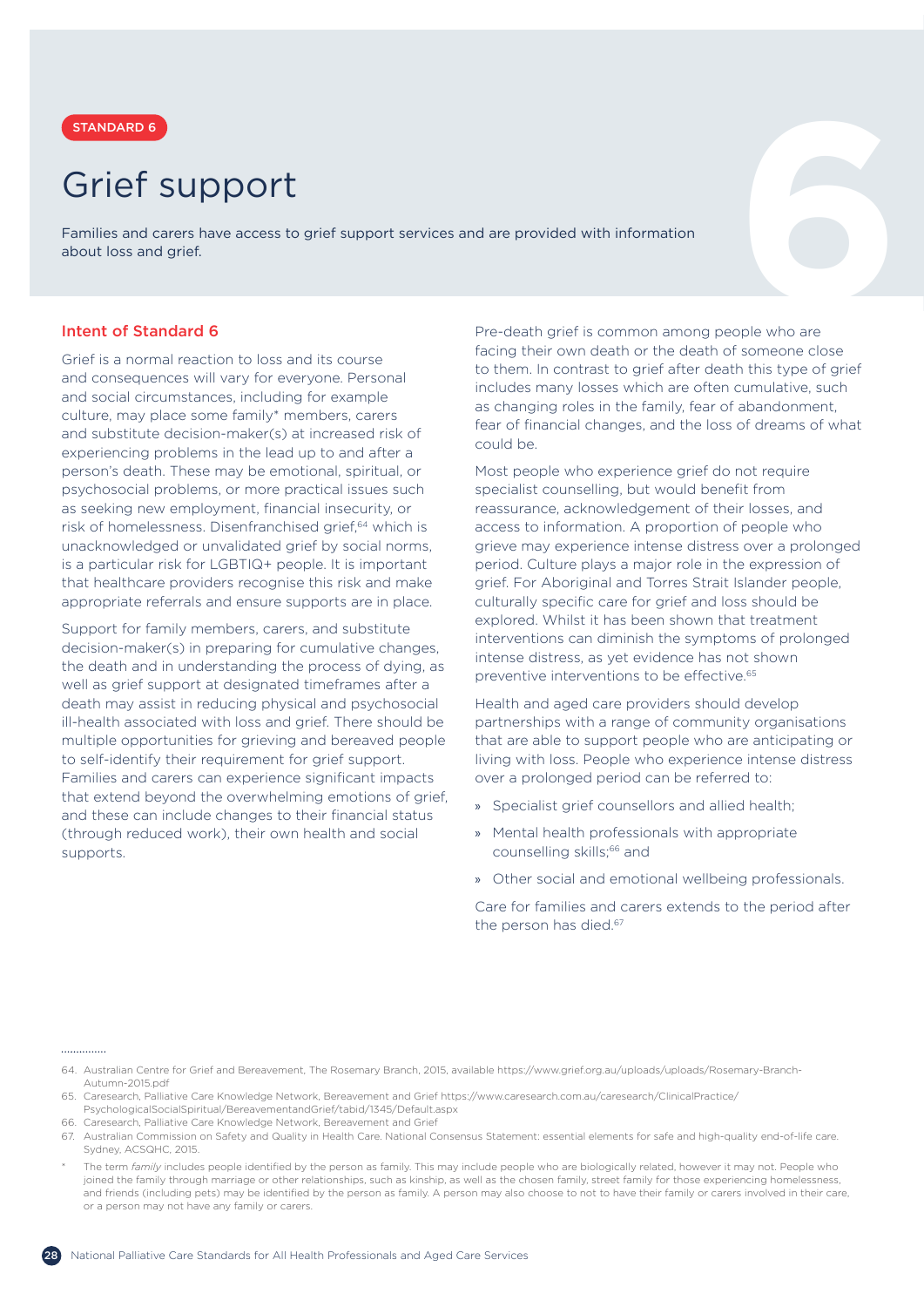STANDARD 6

# Grief support

Families and carers have access to grief support services and are provided with information about loss and grief.

## Intent of Standard 6

Grief is a normal reaction to loss and its course and consequences will vary for everyone. Personal and social circumstances, including for example culture, may place some family* members, carers and substitute decision-maker(s) at increased risk of experiencing problems in the lead up to and after a person's death. These may be emotional, spiritual, or psychosocial problems, or more practical issues such as seeking new employment, financial insecurity, or risk of homelessness. Disenfranchised grief,[64] which is unacknowledged or unvalidated grief by social norms, is a particular risk for LGBTIQ+ people. It is important that healthcare providers recognise this risk and make appropriate referrals and ensure supports are in place.

Support for family members, carers, and substitute decision-maker(s) in preparing for cumulative changes, the death and in understanding the process of dying, as well as grief support at designated timeframes after a death may assist in reducing physical and psychosocial ill-health associated with loss and grief. There should be multiple opportunities for grieving and bereaved people to self-identify their requirement for grief support. Families and carers can experience significant impacts that extend beyond the overwhelming emotions of grief, and these can include changes to their financial status (through reduced work), their own health and social supports.

Pre-death grief is common among people who are facing their own death or the death of someone close to them. In contrast to grief after death this type of grief includes many losses which are often cumulative, such as changing roles in the family, fear of abandonment, fear of financial changes, and the loss of dreams of what could be.

Most people who experience grief do not require specialist counselling, but would benefit from reassurance, acknowledgement of their losses, and access to information. A proportion of people who grieve may experience intense distress over a prolonged period. Culture plays a major role in the expression of grief. For Aboriginal and Torres Strait Islander people, culturally specific care for grief and loss should be explored. Whilst it has been shown that treatment interventions can diminish the symptoms of prolonged intense distress, as yet evidence has not shown preventive interventions to be effective.[65]

Health and aged care providers should develop partnerships with a range of community organisations that are able to support people who are anticipating or living with loss. People who experience intense distress over a prolonged period can be referred to:

- Specialist grief counsellors and allied health;
- Mental health professionals with appropriate counselling skills;[66] and
- Other social and emotional wellbeing professionals.

Care for families and carers extends to the period after the person has died.[67]

---

64. Australian Centre for Grief and Bereavement, The Rosemary Branch, 2015, available https://www.grief.org.au/uploads/uploads/Rosemary-Branch-Autumn-2015.pdf
65. Caresearch, Palliative Care Knowledge Network, Bereavement and Grief https://www.caresearch.com.au/caresearch/ClinicalPractice/PsychologicalSocialSpiritual/BereavementandGrief/tabid/1345/Default.aspx
66. Caresearch, Palliative Care Knowledge Network, Bereavement and Grief
67. Australian Commission on Safety and Quality in Health Care. National Consensus Statement: essential elements for safe and high-quality end-of-life care. Sydney, ACSQHC, 2015.

\* The term *family* includes people identified by the person as family. This may include people who are biologically related, however it may not. People who joined the family through marriage or other relationships, such as kinship, as well as the chosen family, street family for those experiencing homelessness, and friends (including pets) may be identified by the person as family. A person may also choose to not to have their family or carers involved in their care, or a person may not have any family or carers.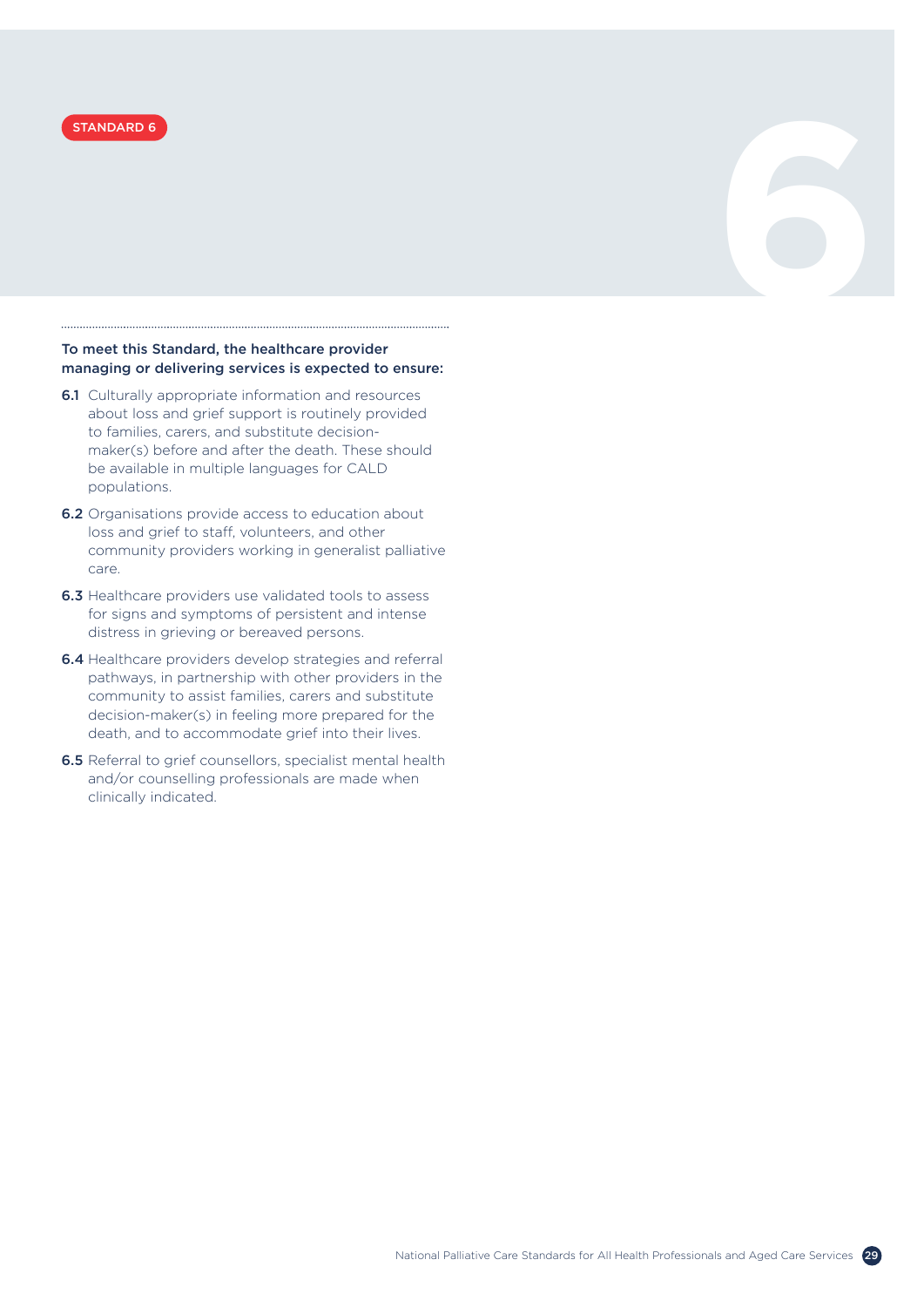STANDARD 6

**To meet this Standard, the healthcare provider managing or delivering services is expected to ensure:**

**6.1** Culturally appropriate information and resources about loss and grief support is routinely provided to families, carers, and substitute decision-maker(s) before and after the death. These should be available in multiple languages for CALD populations.

**6.2** Organisations provide access to education about loss and grief to staff, volunteers, and other community providers working in generalist palliative care.

**6.3** Healthcare providers use validated tools to assess for signs and symptoms of persistent and intense distress in grieving or bereaved persons.

**6.4** Healthcare providers develop strategies and referral pathways, in partnership with other providers in the community to assist families, carers and substitute decision-maker(s) in feeling more prepared for the death, and to accommodate grief into their lives.

**6.5** Referral to grief counsellors, specialist mental health and/or counselling professionals are made when clinically indicated.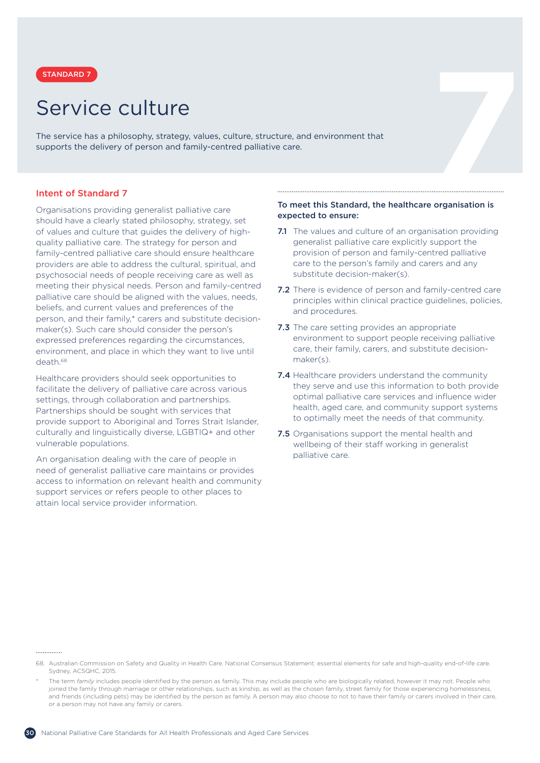STANDARD 7

# Service culture

The service has a philosophy, strategy, values, culture, structure, and environment that supports the delivery of person and family-centred palliative care.

## Intent of Standard 7

Organisations providing generalist palliative care should have a clearly stated philosophy, strategy, set of values and culture that guides the delivery of high-quality palliative care. The strategy for person and family-centred palliative care should ensure healthcare providers are able to address the cultural, spiritual, and psychosocial needs of people receiving care as well as meeting their physical needs. Person and family-centred palliative care should be aligned with the values, needs, beliefs, and current values and preferences of the person, and their family,* carers and substitute decision-maker(s). Such care should consider the person's expressed preferences regarding the circumstances, environment, and place in which they want to live until death.[68]

Healthcare providers should seek opportunities to facilitate the delivery of palliative care across various settings, through collaboration and partnerships. Partnerships should be sought with services that provide support to Aboriginal and Torres Strait Islander, culturally and linguistically diverse, LGBTIQ+ and other vulnerable populations.

An organisation dealing with the care of people in need of generalist palliative care maintains or provides access to information on relevant health and community support services or refers people to other places to attain local service provider information.

**To meet this Standard, the healthcare organisation is expected to ensure:**

**7.1** The values and culture of an organisation providing generalist palliative care explicitly support the provision of person and family-centred palliative care to the person's family and carers and any substitute decision-maker(s).

**7.2** There is evidence of person and family-centred care principles within clinical practice guidelines, policies, and procedures.

**7.3** The care setting provides an appropriate environment to support people receiving palliative care, their family, carers, and substitute decision-maker(s).

**7.4** Healthcare providers understand the community they serve and use this information to both provide optimal palliative care services and influence wider health, aged care, and community support systems to optimally meet the needs of that community.

**7.5** Organisations support the mental health and wellbeing of their staff working in generalist palliative care.

---

68. Australian Commission on Safety and Quality in Health Care. National Consensus Statement: essential elements for safe and high-quality end-of-life care. Sydney, ACSQHC, 2015.

\* The term *family* includes people identified by the person as family. This may include people who are biologically related, however it may not. People who joined the family through marriage or other relationships, such as kinship, as well as the chosen family, street family for those experiencing homelessness, and friends (including pets) may be identified by the person as family. A person may also choose to not to have their family or carers involved in their care, or a person may not have any family or carers.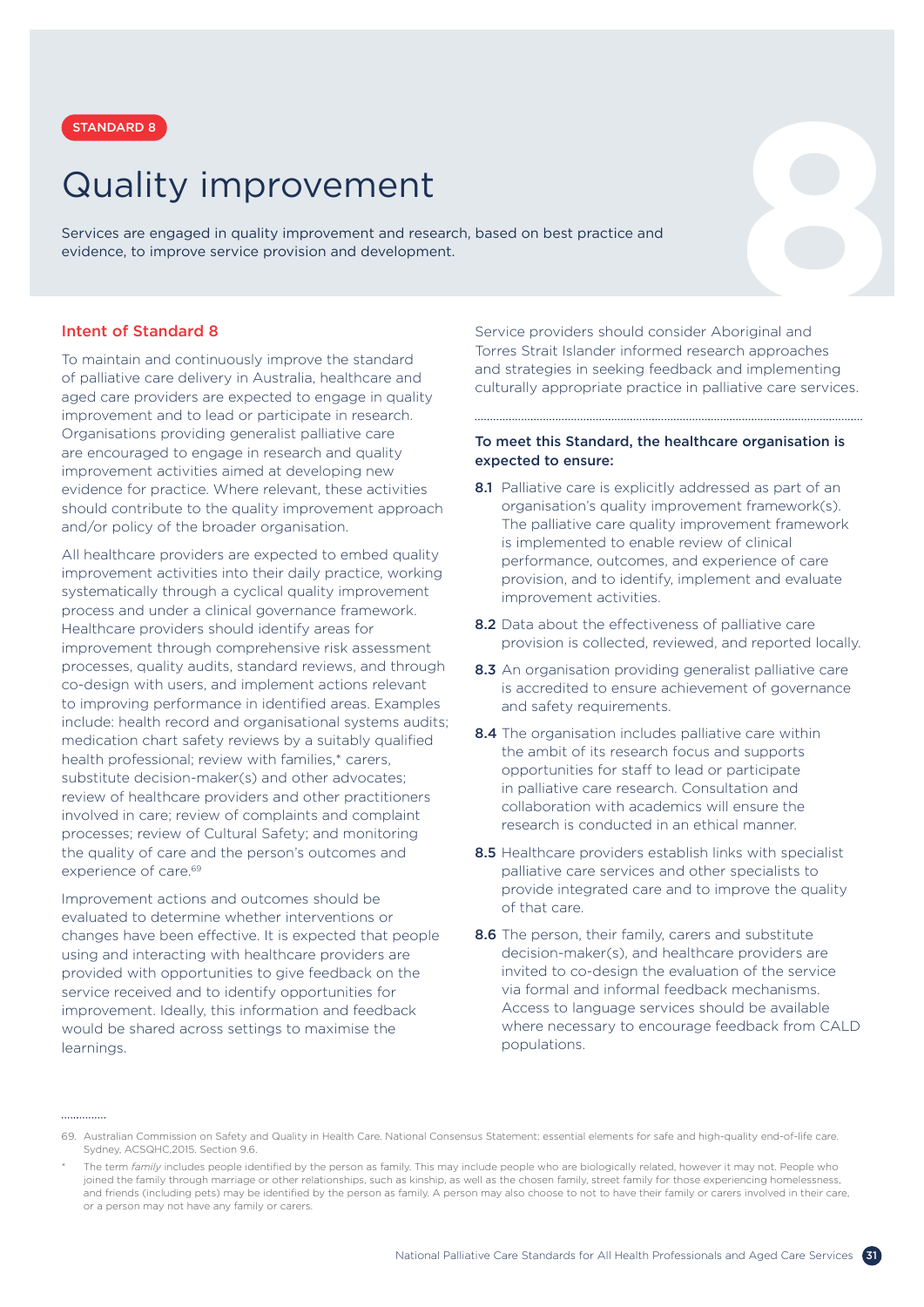STANDARD 8

# Quality improvement

Services are engaged in quality improvement and research, based on best practice and evidence, to improve service provision and development.

## Intent of Standard 8

To maintain and continuously improve the standard of palliative care delivery in Australia, healthcare and aged care providers are expected to engage in quality improvement and to lead or participate in research. Organisations providing generalist palliative care are encouraged to engage in research and quality improvement activities aimed at developing new evidence for practice. Where relevant, these activities should contribute to the quality improvement approach and/or policy of the broader organisation.

All healthcare providers are expected to embed quality improvement activities into their daily practice, working systematically through a cyclical quality improvement process and under a clinical governance framework. Healthcare providers should identify areas for improvement through comprehensive risk assessment processes, quality audits, standard reviews, and through co-design with users, and implement actions relevant to improving performance in identified areas. Examples include: health record and organisational systems audits; medication chart safety reviews by a suitably qualified health professional; review with families,* carers, substitute decision-maker(s) and other advocates; review of healthcare providers and other practitioners involved in care; review of complaints and complaint processes; review of Cultural Safety; and monitoring the quality of care and the person's outcomes and experience of care.[69]

Improvement actions and outcomes should be evaluated to determine whether interventions or changes have been effective. It is expected that people using and interacting with healthcare providers are provided with opportunities to give feedback on the service received and to identify opportunities for improvement. Ideally, this information and feedback would be shared across settings to maximise the learnings.

Service providers should consider Aboriginal and Torres Strait Islander informed research approaches and strategies in seeking feedback and implementing culturally appropriate practice in palliative care services.

**To meet this Standard, the healthcare organisation is expected to ensure:**

**8.1** Palliative care is explicitly addressed as part of an organisation's quality improvement framework(s). The palliative care quality improvement framework is implemented to enable review of clinical performance, outcomes, and experience of care provision, and to identify, implement and evaluate improvement activities.

**8.2** Data about the effectiveness of palliative care provision is collected, reviewed, and reported locally.

**8.3** An organisation providing generalist palliative care is accredited to ensure achievement of governance and safety requirements.

**8.4** The organisation includes palliative care within the ambit of its research focus and supports opportunities for staff to lead or participate in palliative care research. Consultation and collaboration with academics will ensure the research is conducted in an ethical manner.

**8.5** Healthcare providers establish links with specialist palliative care services and other specialists to provide integrated care and to improve the quality of that care.

**8.6** The person, their family, carers and substitute decision-maker(s), and healthcare providers are invited to co-design the evaluation of the service via formal and informal feedback mechanisms. Access to language services should be available where necessary to encourage feedback from CALD populations.

---

69. Australian Commission on Safety and Quality in Health Care. National Consensus Statement: essential elements for safe and high-quality end-of-life care. Sydney, ACSQHC,2015. Section 9.6.

\* The term *family* includes people identified by the person as family. This may include people who are biologically related, however it may not. People who joined the family through marriage or other relationships, such as kinship, as well as the chosen family, street family for those experiencing homelessness, and friends (including pets) may be identified by the person as family. A person may also choose to not to have their family or carers involved in their care, or a person may not have any family or carers.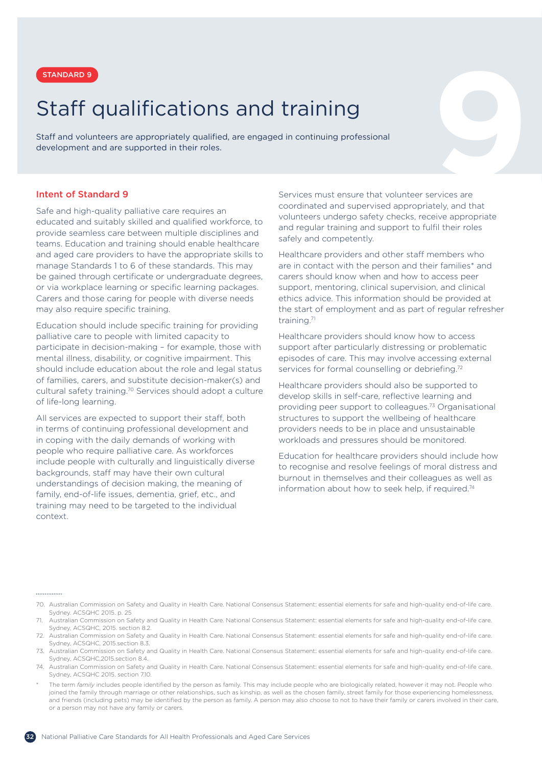STANDARD 9

# Staff qualifications and training

Staff and volunteers are appropriately qualified, are engaged in continuing professional development and are supported in their roles.

## Intent of Standard 9

Safe and high-quality palliative care requires an educated and suitably skilled and qualified workforce, to provide seamless care between multiple disciplines and teams. Education and training should enable healthcare and aged care providers to have the appropriate skills to manage Standards 1 to 6 of these standards. This may be gained through certificate or undergraduate degrees, or via workplace learning or specific learning packages. Carers and those caring for people with diverse needs may also require specific training.

Education should include specific training for providing palliative care to people with limited capacity to participate in decision-making – for example, those with mental illness, disability, or cognitive impairment. This should include education about the role and legal status of families, carers, and substitute decision-maker(s) and cultural safety training.[70] Services should adopt a culture of life-long learning.

All services are expected to support their staff, both in terms of continuing professional development and in coping with the daily demands of working with people who require palliative care. As workforces include people with culturally and linguistically diverse backgrounds, staff may have their own cultural understandings of decision making, the meaning of family, end-of-life issues, dementia, grief, etc., and training may need to be targeted to the individual context.

Services must ensure that volunteer services are coordinated and supervised appropriately, and that volunteers undergo safety checks, receive appropriate and regular training and support to fulfil their roles safely and competently.

Healthcare providers and other staff members who are in contact with the person and their families* and carers should know when and how to access peer support, mentoring, clinical supervision, and clinical ethics advice. This information should be provided at the start of employment and as part of regular refresher training.[71]

Healthcare providers should know how to access support after particularly distressing or problematic episodes of care. This may involve accessing external services for formal counselling or debriefing.[72]

Healthcare providers should also be supported to develop skills in self-care, reflective learning and providing peer support to colleagues.[73] Organisational structures to support the wellbeing of healthcare providers needs to be in place and unsustainable workloads and pressures should be monitored.

Education for healthcare providers should include how to recognise and resolve feelings of moral distress and burnout in themselves and their colleagues as well as information about how to seek help, if required.[74]

---

70. Australian Commission on Safety and Quality in Health Care. National Consensus Statement: essential elements for safe and high-quality end-of-life care. Sydney. ACSQHC 2015. p. 25
71. Australian Commission on Safety and Quality in Health Care. National Consensus Statement: essential elements for safe and high-quality end-of-life care. Sydney, ACSQHC, 2015. section 8.2.
72. Australian Commission on Safety and Quality in Health Care. National Consensus Statement: essential elements for safe and high-quality end-of-life care. Sydney, ACSQHC, 2015.section 8.3.
73. Australian Commission on Safety and Quality in Health Care. National Consensus Statement: essential elements for safe and high-quality end-of-life care. Sydney, ACSQHC,2015.section 8.4.
74. Australian Commission on Safety and Quality in Health Care. National Consensus Statement: essential elements for safe and high-quality end-of-life care. Sydney, ACSQHC 2015. section 7.10.

\* The term *family* includes people identified by the person as family. This may include people who are biologically related, however it may not. People who joined the family through marriage or other relationships, such as kinship, as well as the chosen family, street family for those experiencing homelessness, and friends (including pets) may be identified by the person as family. A person may also choose to not to have their family or carers involved in their care, or a person may not have any family or carers.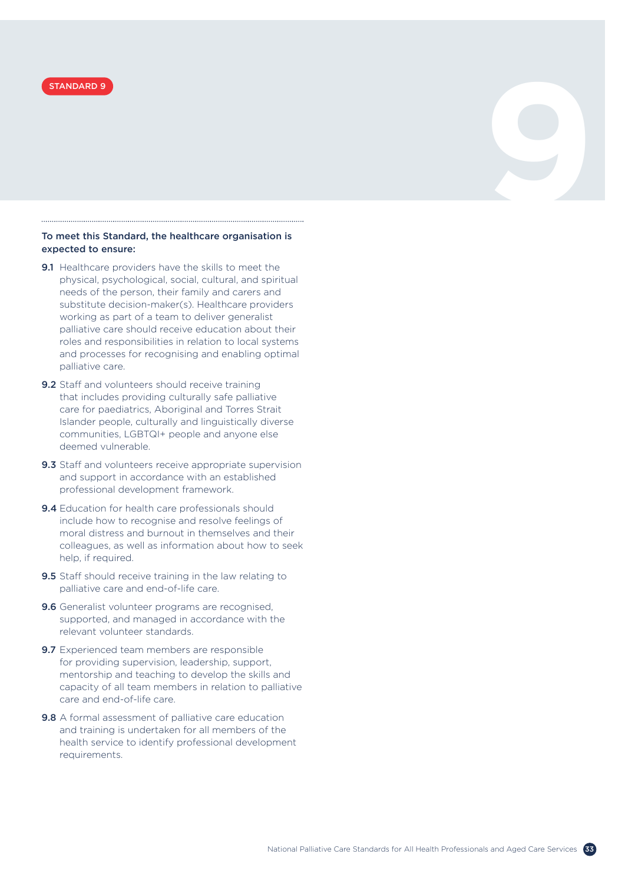STANDARD 9

**To meet this Standard, the healthcare organisation is expected to ensure:**

**9.1** Healthcare providers have the skills to meet the physical, psychological, social, cultural, and spiritual needs of the person, their family and carers and substitute decision-maker(s). Healthcare providers working as part of a team to deliver generalist palliative care should receive education about their roles and responsibilities in relation to local systems and processes for recognising and enabling optimal palliative care.

**9.2** Staff and volunteers should receive training that includes providing culturally safe palliative care for paediatrics, Aboriginal and Torres Strait Islander people, culturally and linguistically diverse communities, LGBTQI+ people and anyone else deemed vulnerable.

**9.3** Staff and volunteers receive appropriate supervision and support in accordance with an established professional development framework.

**9.4** Education for health care professionals should include how to recognise and resolve feelings of moral distress and burnout in themselves and their colleagues, as well as information about how to seek help, if required.

**9.5** Staff should receive training in the law relating to palliative care and end-of-life care.

**9.6** Generalist volunteer programs are recognised, supported, and managed in accordance with the relevant volunteer standards.

**9.7** Experienced team members are responsible for providing supervision, leadership, support, mentorship and teaching to develop the skills and capacity of all team members in relation to palliative care and end-of-life care.

**9.8** A formal assessment of palliative care education and training is undertaken for all members of the health service to identify professional development requirements.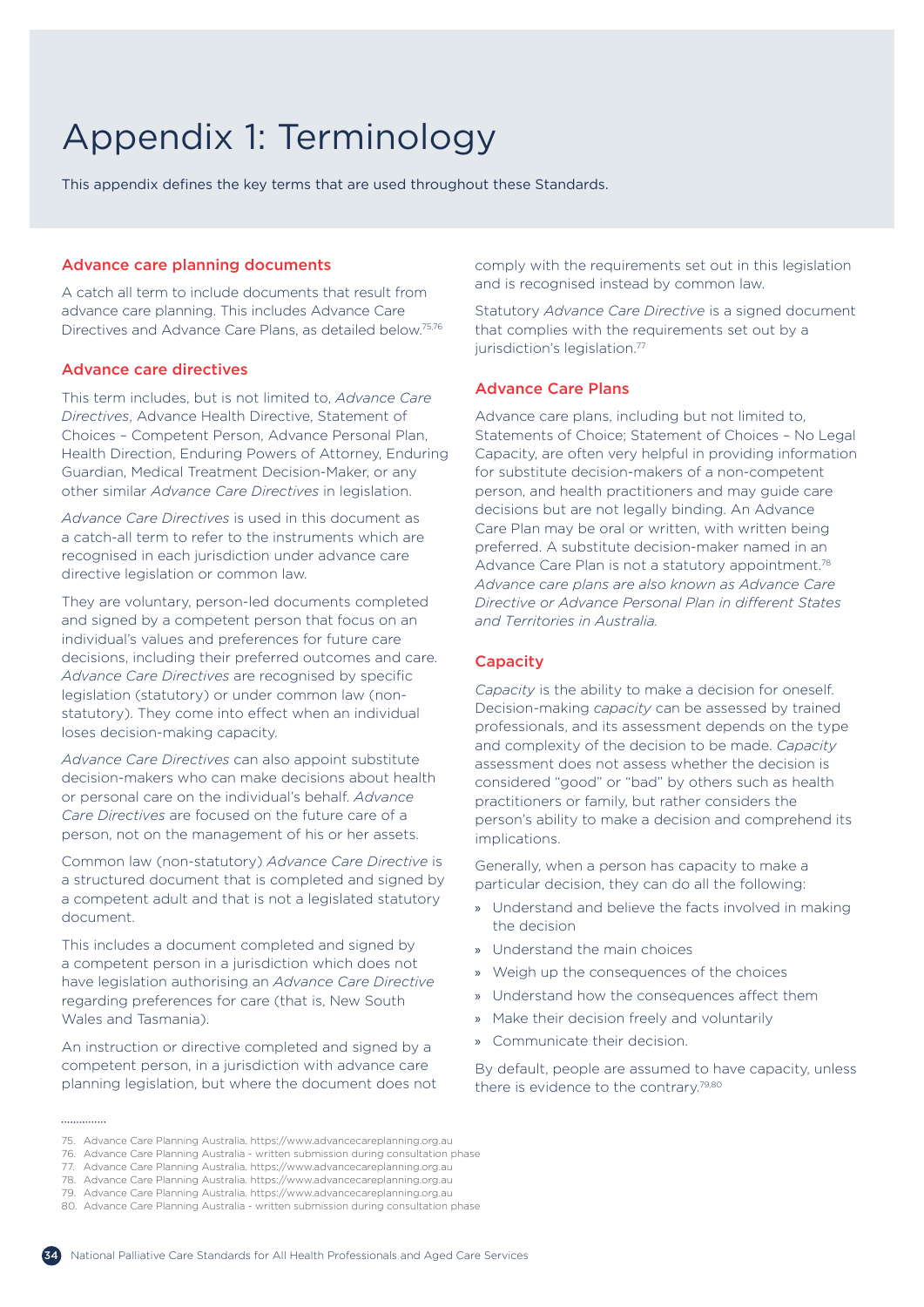# Appendix 1: Terminology

This appendix defines the key terms that are used throughout these Standards.

## Advance care planning documents

A catch all term to include documents that result from advance care planning. This includes Advance Care Directives and Advance Care Plans, as detailed below.[75,76]

## Advance care directives

This term includes, but is not limited to, *Advance Care Directives*, Advance Health Directive, Statement of Choices – Competent Person, Advance Personal Plan, Health Direction, Enduring Powers of Attorney, Enduring Guardian, Medical Treatment Decision-Maker, or any other similar *Advance Care Directives* in legislation.

*Advance Care Directives* is used in this document as a catch-all term to refer to the instruments which are recognised in each jurisdiction under advance care directive legislation or common law.

They are voluntary, person-led documents completed and signed by a competent person that focus on an individual's values and preferences for future care decisions, including their preferred outcomes and care. *Advance Care Directives* are recognised by specific legislation (statutory) or under common law (non-statutory). They come into effect when an individual loses decision-making capacity.

*Advance Care Directives* can also appoint substitute decision-makers who can make decisions about health or personal care on the individual's behalf. *Advance Care Directives* are focused on the future care of a person, not on the management of his or her assets.

Common law (non-statutory) *Advance Care Directive* is a structured document that is completed and signed by a competent adult and that is not a legislated statutory document.

This includes a document completed and signed by a competent person in a jurisdiction which does not have legislation authorising an *Advance Care Directive* regarding preferences for care (that is, New South Wales and Tasmania).

An instruction or directive completed and signed by a competent person, in a jurisdiction with advance care planning legislation, but where the document does not comply with the requirements set out in this legislation and is recognised instead by common law.

Statutory *Advance Care Directive* is a signed document that complies with the requirements set out by a jurisdiction's legislation.[77]

## Advance Care Plans

Advance care plans, including but not limited to, Statements of Choice; Statement of Choices – No Legal Capacity, are often very helpful in providing information for substitute decision-makers of a non-competent person, and health practitioners and may guide care decisions but are not legally binding. An Advance Care Plan may be oral or written, with written being preferred. A substitute decision-maker named in an Advance Care Plan is not a statutory appointment.[78] *Advance care plans are also known as Advance Care Directive or Advance Personal Plan in different States and Territories in Australia.*

## Capacity

*Capacity* is the ability to make a decision for oneself. Decision-making *capacity* can be assessed by trained professionals, and its assessment depends on the type and complexity of the decision to be made. *Capacity* assessment does not assess whether the decision is considered "good" or "bad" by others such as health practitioners or family, but rather considers the person's ability to make a decision and comprehend its implications.

Generally, when a person has capacity to make a particular decision, they can do all the following:

- Understand and believe the facts involved in making the decision
- Understand the main choices
- Weigh up the consequences of the choices
- Understand how the consequences affect them
- Make their decision freely and voluntarily
- Communicate their decision.

By default, people are assumed to have capacity, unless there is evidence to the contrary.[79,80]

---

75. Advance Care Planning Australia. https://www.advancecareplanning.org.au
76. Advance Care Planning Australia - written submission during consultation phase
77. Advance Care Planning Australia. https://www.advancecareplanning.org.au
78. Advance Care Planning Australia. https://www.advancecareplanning.org.au
79. Advance Care Planning Australia. https://www.advancecareplanning.org.au
80. Advance Care Planning Australia - written submission during consultation phase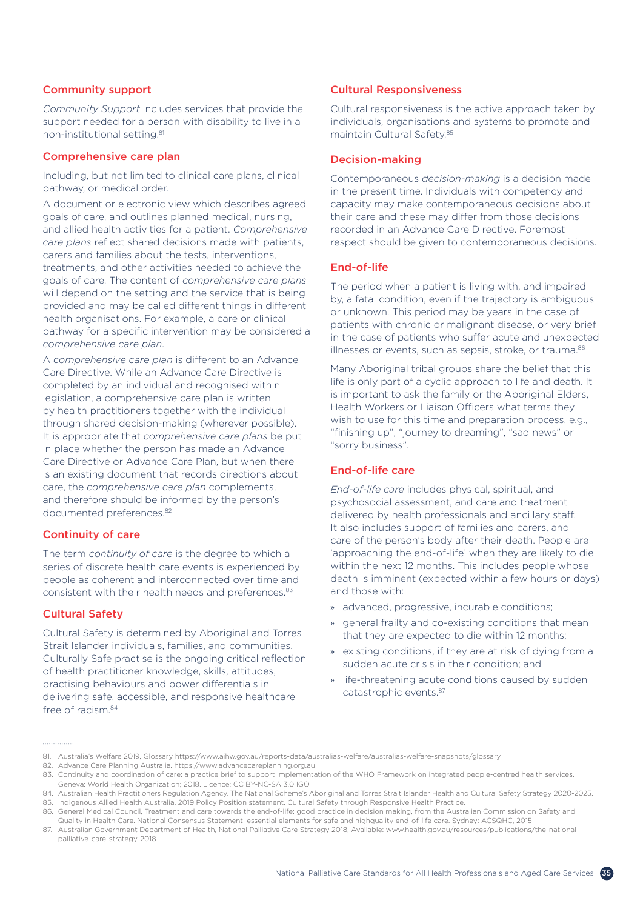### Community support

*Community Support* includes services that provide the support needed for a person with disability to live in a non-institutional setting.[81]

### Comprehensive care plan

Including, but not limited to clinical care plans, clinical pathway, or medical order.

A document or electronic view which describes agreed goals of care, and outlines planned medical, nursing, and allied health activities for a patient. *Comprehensive care plans* reflect shared decisions made with patients, carers and families about the tests, interventions, treatments, and other activities needed to achieve the goals of care. The content of *comprehensive care plans* will depend on the setting and the service that is being provided and may be called different things in different health organisations. For example, a care or clinical pathway for a specific intervention may be considered a *comprehensive care plan*.

A *comprehensive care plan* is different to an Advance Care Directive. While an Advance Care Directive is completed by an individual and recognised within legislation, a comprehensive care plan is written by health practitioners together with the individual through shared decision-making (wherever possible). It is appropriate that *comprehensive care plans* be put in place whether the person has made an Advance Care Directive or Advance Care Plan, but when there is an existing document that records directions about care, the *comprehensive care plan* complements, and therefore should be informed by the person's documented preferences.[82]

### Continuity of care

The term *continuity of care* is the degree to which a series of discrete health care events is experienced by people as coherent and interconnected over time and consistent with their health needs and preferences.[83]

### Cultural Safety

Cultural Safety is determined by Aboriginal and Torres Strait Islander individuals, families, and communities. Culturally Safe practise is the ongoing critical reflection of health practitioner knowledge, skills, attitudes, practising behaviours and power differentials in delivering safe, accessible, and responsive healthcare free of racism.[84]

### Cultural Responsiveness

Cultural responsiveness is the active approach taken by individuals, organisations and systems to promote and maintain Cultural Safety.[85]

### Decision-making

Contemporaneous *decision-making* is a decision made in the present time. Individuals with competency and capacity may make contemporaneous decisions about their care and these may differ from those decisions recorded in an Advance Care Directive. Foremost respect should be given to contemporaneous decisions.

### End-of-life

The period when a patient is living with, and impaired by, a fatal condition, even if the trajectory is ambiguous or unknown. This period may be years in the case of patients with chronic or malignant disease, or very brief in the case of patients who suffer acute and unexpected illnesses or events, such as sepsis, stroke, or trauma.[86]

Many Aboriginal tribal groups share the belief that this life is only part of a cyclic approach to life and death. It is important to ask the family or the Aboriginal Elders, Health Workers or Liaison Officers what terms they wish to use for this time and preparation process, e.g., "finishing up", "journey to dreaming", "sad news" or "sorry business".

### End-of-life care

*End-of-life care* includes physical, spiritual, and psychosocial assessment, and care and treatment delivered by health professionals and ancillary staff. It also includes support of families and carers, and care of the person's body after their death. People are 'approaching the end-of-life' when they are likely to die within the next 12 months. This includes people whose death is imminent (expected within a few hours or days) and those with:

- advanced, progressive, incurable conditions;
- general frailty and co-existing conditions that mean that they are expected to die within 12 months;
- existing conditions, if they are at risk of dying from a sudden acute crisis in their condition; and
- life-threatening acute conditions caused by sudden catastrophic events.[87]

---

81. Australia's Welfare 2019, Glossary https://www.aihw.gov.au/reports-data/australias-welfare/australias-welfare-snapshots/glossary
82. Advance Care Planning Australia. https://www.advancecareplanning.org.au
83. Continuity and coordination of care: a practice brief to support implementation of the WHO Framework on integrated people-centred health services. Geneva: World Health Organization; 2018. Licence: CC BY-NC-SA 3.0 IGO.
84. Australian Health Practitioners Regulation Agency, The National Scheme's Aboriginal and Torres Strait Islander Health and Cultural Safety Strategy 2020-2025.
85. Indigenous Allied Health Australia, 2019 Policy Position statement, Cultural Safety through Responsive Health Practice.
86. General Medical Council, Treatment and care towards the end-of-life: good practice in decision making, from the Australian Commission on Safety and Quality in Health Care. National Consensus Statement: essential elements for safe and highquality end-of-life care. Sydney: ACSQHC, 2015
87. Australian Government Department of Health, National Palliative Care Strategy 2018, Available: www.health.gov.au/resources/publications/the-national-palliative-care-strategy-2018.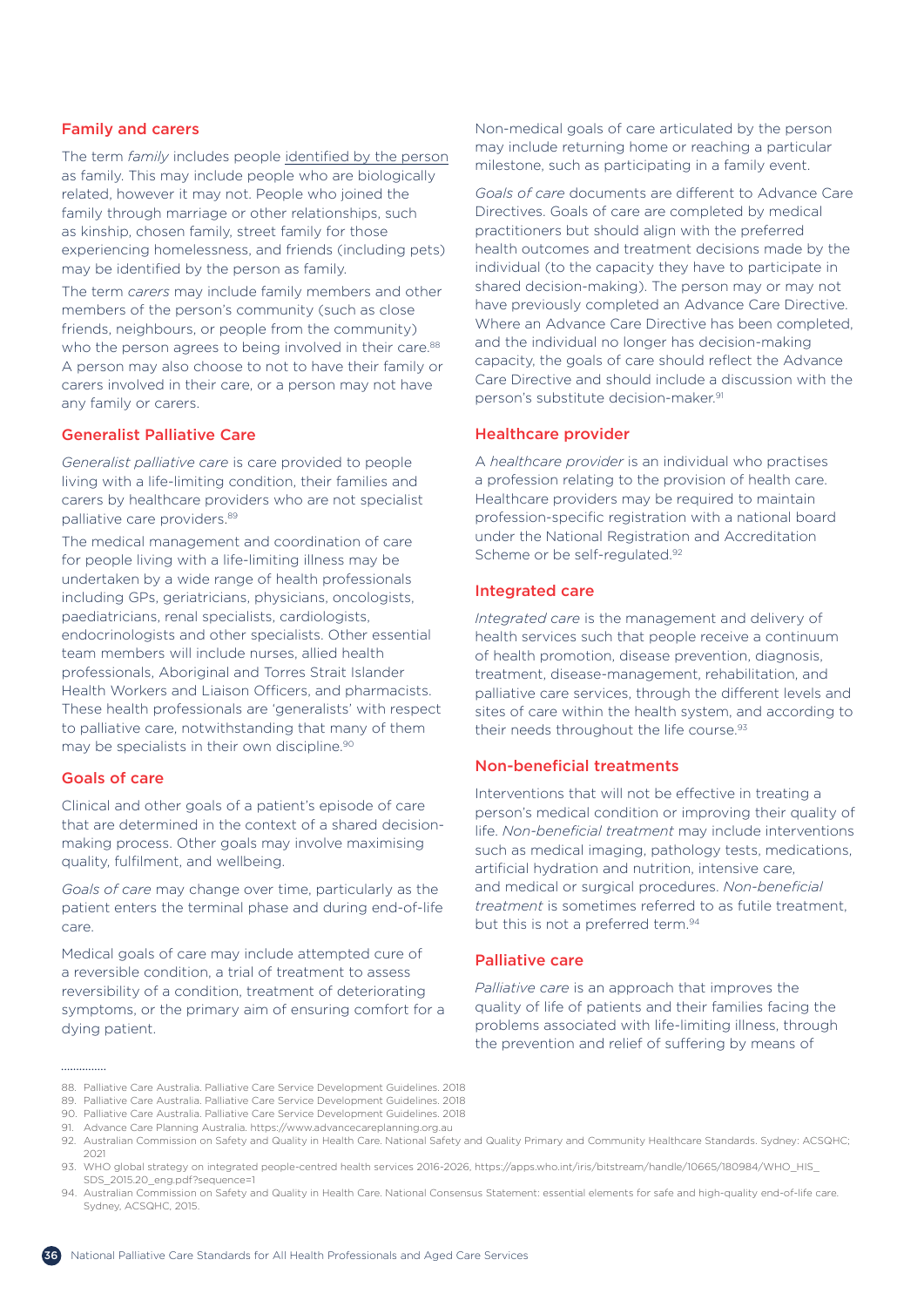## Family and carers

The term *family* includes people identified by the person as family. This may include people who are biologically related, however it may not. People who joined the family through marriage or other relationships, such as kinship, chosen family, street family for those experiencing homelessness, and friends (including pets) may be identified by the person as family.

The term *carers* may include family members and other members of the person's community (such as close friends, neighbours, or people from the community) who the person agrees to being involved in their care.[88] A person may also choose to not to have their family or carers involved in their care, or a person may not have any family or carers.

## Generalist Palliative Care

*Generalist palliative care* is care provided to people living with a life-limiting condition, their families and carers by healthcare providers who are not specialist palliative care providers.[89]

The medical management and coordination of care for people living with a life-limiting illness may be undertaken by a wide range of health professionals including GPs, geriatricians, physicians, oncologists, paediatricians, renal specialists, cardiologists, endocrinologists and other specialists. Other essential team members will include nurses, allied health professionals, Aboriginal and Torres Strait Islander Health Workers and Liaison Officers, and pharmacists. These health professionals are 'generalists' with respect to palliative care, notwithstanding that many of them may be specialists in their own discipline.[90]

## Goals of care

Clinical and other goals of a patient's episode of care that are determined in the context of a shared decision-making process. Other goals may involve maximising quality, fulfilment, and wellbeing.

*Goals of care* may change over time, particularly as the patient enters the terminal phase and during end-of-life care.

Medical goals of care may include attempted cure of a reversible condition, a trial of treatment to assess reversibility of a condition, treatment of deteriorating symptoms, or the primary aim of ensuring comfort for a dying patient.

Non-medical goals of care articulated by the person may include returning home or reaching a particular milestone, such as participating in a family event.

*Goals of care* documents are different to Advance Care Directives. Goals of care are completed by medical practitioners but should align with the preferred health outcomes and treatment decisions made by the individual (to the capacity they have to participate in shared decision-making). The person may or may not have previously completed an Advance Care Directive. Where an Advance Care Directive has been completed, and the individual no longer has decision-making capacity, the goals of care should reflect the Advance Care Directive and should include a discussion with the person's substitute decision-maker.[91]

## Healthcare provider

A *healthcare provider* is an individual who practises a profession relating to the provision of health care. Healthcare providers may be required to maintain profession-specific registration with a national board under the National Registration and Accreditation Scheme or be self-regulated.[92]

## Integrated care

*Integrated care* is the management and delivery of health services such that people receive a continuum of health promotion, disease prevention, diagnosis, treatment, disease-management, rehabilitation, and palliative care services, through the different levels and sites of care within the health system, and according to their needs throughout the life course.[93]

## Non-beneficial treatments

Interventions that will not be effective in treating a person's medical condition or improving their quality of life. *Non-beneficial treatment* may include interventions such as medical imaging, pathology tests, medications, artificial hydration and nutrition, intensive care, and medical or surgical procedures. *Non-beneficial treatment* is sometimes referred to as futile treatment, but this is not a preferred term.[94]

## Palliative care

*Palliative care* is an approach that improves the quality of life of patients and their families facing the problems associated with life-limiting illness, through the prevention and relief of suffering by means of

---

88. Palliative Care Australia. Palliative Care Service Development Guidelines. 2018
89. Palliative Care Australia. Palliative Care Service Development Guidelines. 2018
90. Palliative Care Australia. Palliative Care Service Development Guidelines. 2018
91. Advance Care Planning Australia. https://www.advancecareplanning.org.au
92. Australian Commission on Safety and Quality in Health Care. National Safety and Quality Primary and Community Healthcare Standards. Sydney: ACSQHC; 2021
93. WHO global strategy on integrated people-centred health services 2016-2026. https://apps.who.int/iris/bitstream/handle/10665/180984/WHO_HIS_SDS_2015.20_eng.pdf?sequence=1
94. Australian Commission on Safety and Quality in Health Care. National Consensus Statement: essential elements for safe and high-quality end-of-life care. Sydney, ACSQHC, 2015.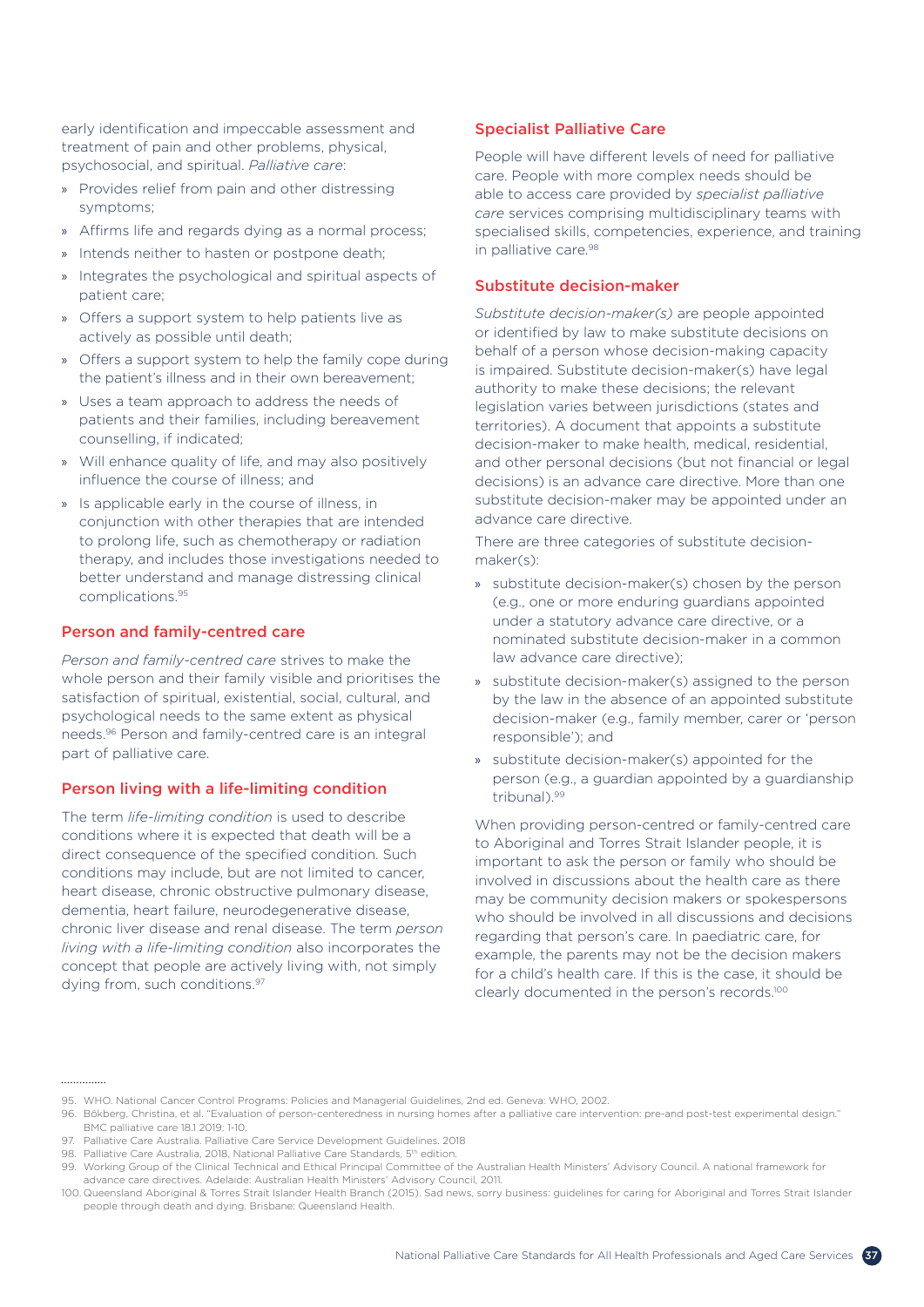early identification and impeccable assessment and treatment of pain and other problems, physical, psychosocial, and spiritual. *Palliative care*:

- Provides relief from pain and other distressing symptoms;
- Affirms life and regards dying as a normal process;
- Intends neither to hasten or postpone death;
- Integrates the psychological and spiritual aspects of patient care;
- Offers a support system to help patients live as actively as possible until death;
- Offers a support system to help the family cope during the patient's illness and in their own bereavement;
- Uses a team approach to address the needs of patients and their families, including bereavement counselling, if indicated;
- Will enhance quality of life, and may also positively influence the course of illness; and
- Is applicable early in the course of illness, in conjunction with other therapies that are intended to prolong life, such as chemotherapy or radiation therapy, and includes those investigations needed to better understand and manage distressing clinical complications.[95]

## Person and family-centred care

*Person and family-centred care* strives to make the whole person and their family visible and prioritises the satisfaction of spiritual, existential, social, cultural, and psychological needs to the same extent as physical needs.[96] Person and family-centred care is an integral part of palliative care.

## Person living with a life-limiting condition

The term *life-limiting condition* is used to describe conditions where it is expected that death will be a direct consequence of the specified condition. Such conditions may include, but are not limited to cancer, heart disease, chronic obstructive pulmonary disease, dementia, heart failure, neurodegenerative disease, chronic liver disease and renal disease. The term *person living with a life-limiting condition* also incorporates the concept that people are actively living with, not simply dying from, such conditions.[97]

## Specialist Palliative Care

People will have different levels of need for palliative care. People with more complex needs should be able to access care provided by *specialist palliative care* services comprising multidisciplinary teams with specialised skills, competencies, experience, and training in palliative care.[98]

## Substitute decision-maker

*Substitute decision-maker(s)* are people appointed or identified by law to make substitute decisions on behalf of a person whose decision-making capacity is impaired. Substitute decision-maker(s) have legal authority to make these decisions; the relevant legislation varies between jurisdictions (states and territories). A document that appoints a substitute decision-maker to make health, medical, residential, and other personal decisions (but not financial or legal decisions) is an advance care directive. More than one substitute decision-maker may be appointed under an advance care directive.

There are three categories of substitute decision-maker(s):

- substitute decision-maker(s) chosen by the person (e.g., one or more enduring guardians appointed under a statutory advance care directive, or a nominated substitute decision-maker in a common law advance care directive);
- substitute decision-maker(s) assigned to the person by the law in the absence of an appointed substitute decision-maker (e.g., family member, carer or 'person responsible'); and
- substitute decision-maker(s) appointed for the person (e.g., a guardian appointed by a guardianship tribunal).[99]

When providing person-centred or family-centred care to Aboriginal and Torres Strait Islander people, it is important to ask the person or family who should be involved in discussions about the health care as there may be community decision makers or spokespersons who should be involved in all discussions and decisions regarding that person's care. In paediatric care, for example, the parents may not be the decision makers for a child's health care. If this is the case, it should be clearly documented in the person's records.[100]

---

95. WHO. National Cancer Control Programs: Policies and Managerial Guidelines, 2nd ed. Geneva: WHO, 2002.
96. Bökberg, Christina, et al. "Evaluation of person-centeredness in nursing homes after a palliative care intervention: pre-and post-test experimental design." BMC palliative care 18.1 2019: 1-10.
97. Palliative Care Australia. Palliative Care Service Development Guidelines. 2018
98. Palliative Care Australia, 2018, National Palliative Care Standards, 5th edition.
99. Working Group of the Clinical Technical and Ethical Principal Committee of the Australian Health Ministers' Advisory Council. A national framework for advance care directives. Adelaide: Australian Health Ministers' Advisory Council, 2011.
100. Queensland Aboriginal & Torres Strait Islander Health Branch (2015). Sad news, sorry business: guidelines for caring for Aboriginal and Torres Strait Islander people through death and dying. Brisbane: Queensland Health.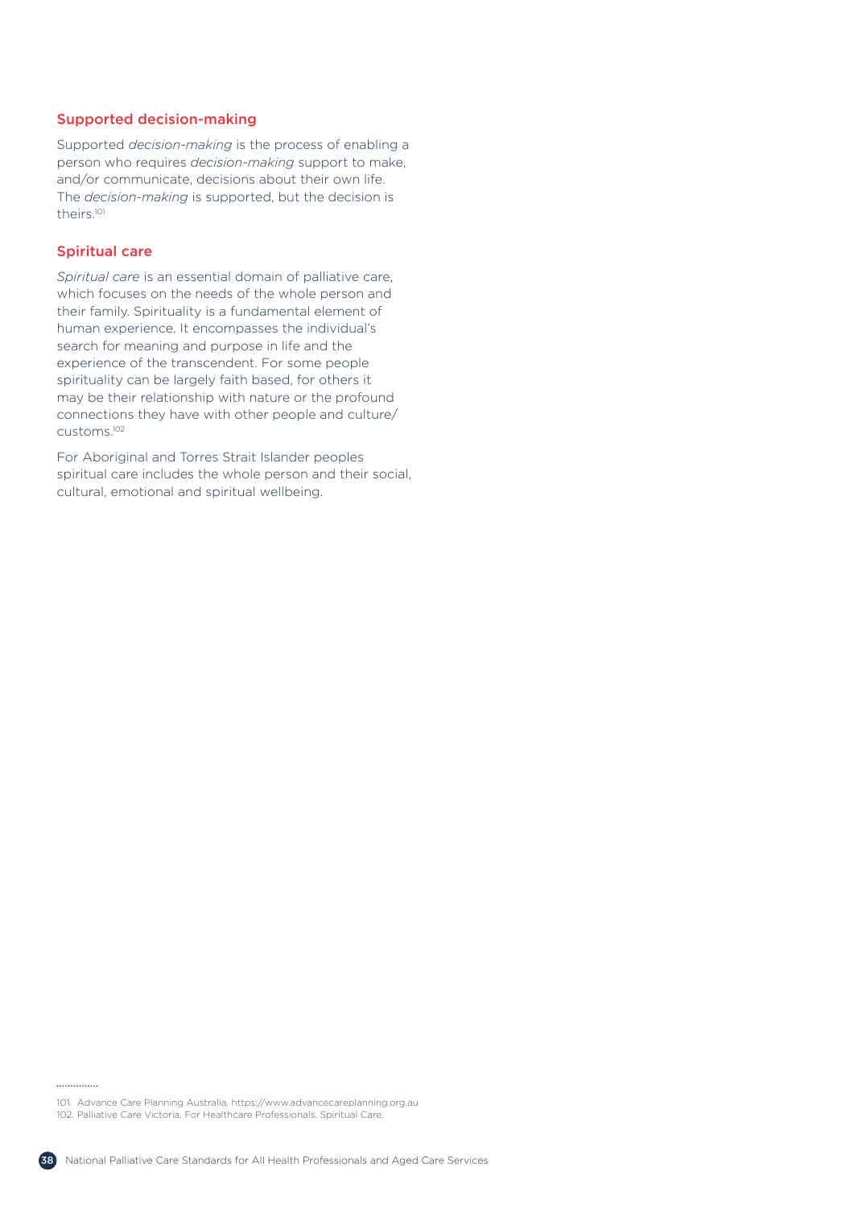### Supported decision-making

Supported *decision-making* is the process of enabling a person who requires *decision-making* support to make, and/or communicate, decisions about their own life. The *decision-making* is supported, but the decision is theirs.[101]

### Spiritual care

*Spiritual care* is an essential domain of palliative care, which focuses on the needs of the whole person and their family. Spirituality is a fundamental element of human experience. It encompasses the individual's search for meaning and purpose in life and the experience of the transcendent. For some people spirituality can be largely faith based, for others it may be their relationship with nature or the profound connections they have with other people and culture/customs.[102]

For Aboriginal and Torres Strait Islander peoples spiritual care includes the whole person and their social, cultural, emotional and spiritual wellbeing.

---

101. Advance Care Planning Australia. https://www.advancecareplanning.org.au
102. Palliative Care Victoria. For Healthcare Professionals. Spiritual Care.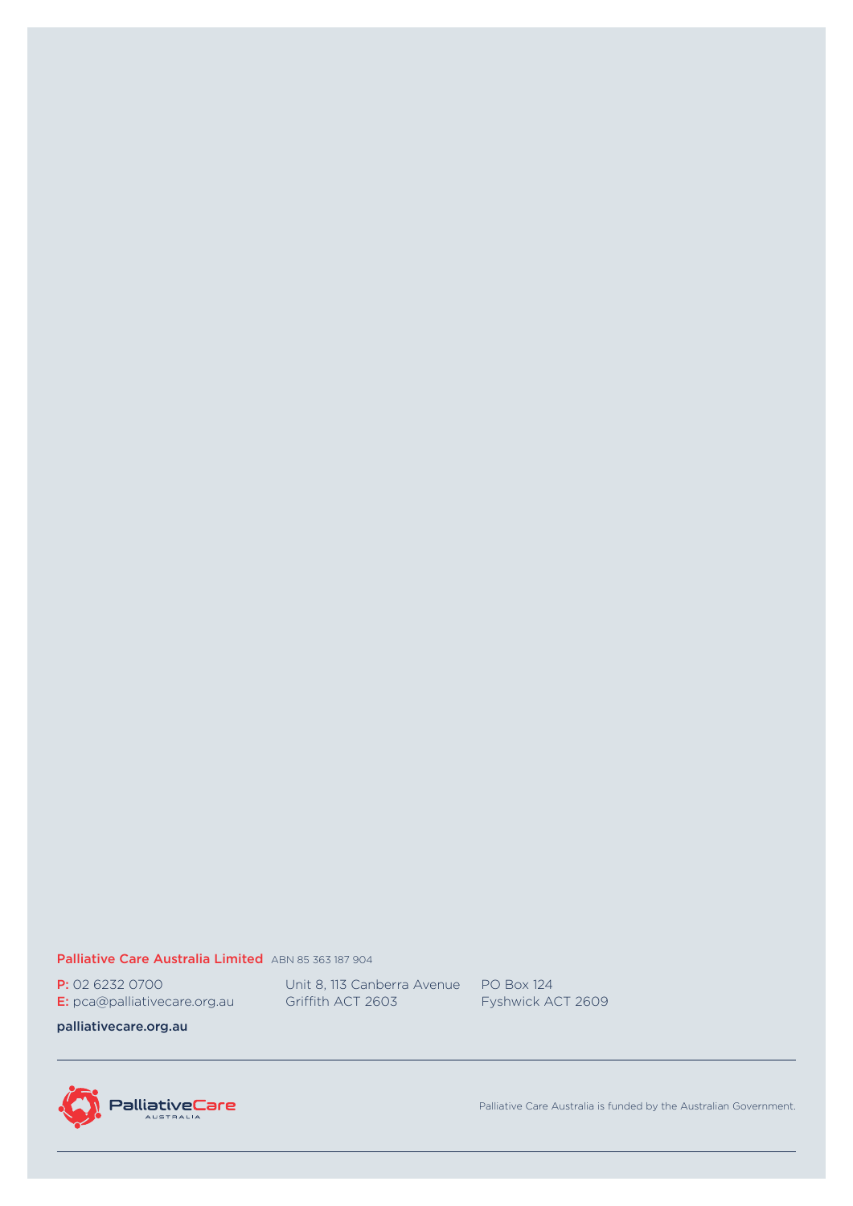**Palliative Care Australia Limited** ABN 85 363 187 904

P: 02 6232 0700
E: pca@palliativecare.org.au

Unit 8, 113 Canberra Avenue
Griffith ACT 2603

PO Box 124
Fyshwick ACT 2609

**palliativecare.org.au**

PalliativeCare AUSTRALIA

Palliative Care Australia is funded by the Australian Government.